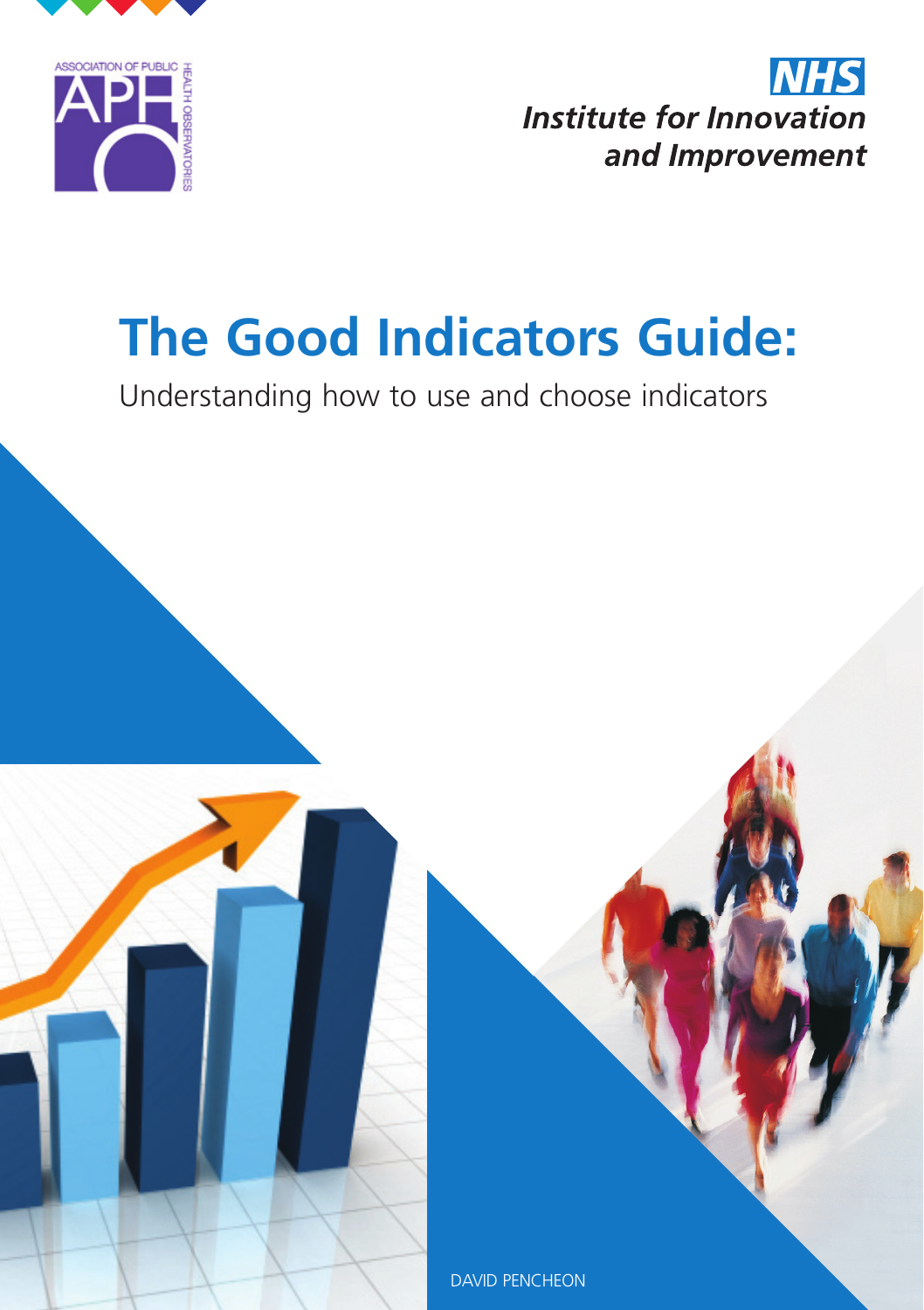ASSOCIATION OF PUBLIC HEALTH OBSERVATORIES

NHS
Institute for Innovation and Improvement

# The Good Indicators Guide:

Understanding how to use and choose indicators

DAVID PENCHEON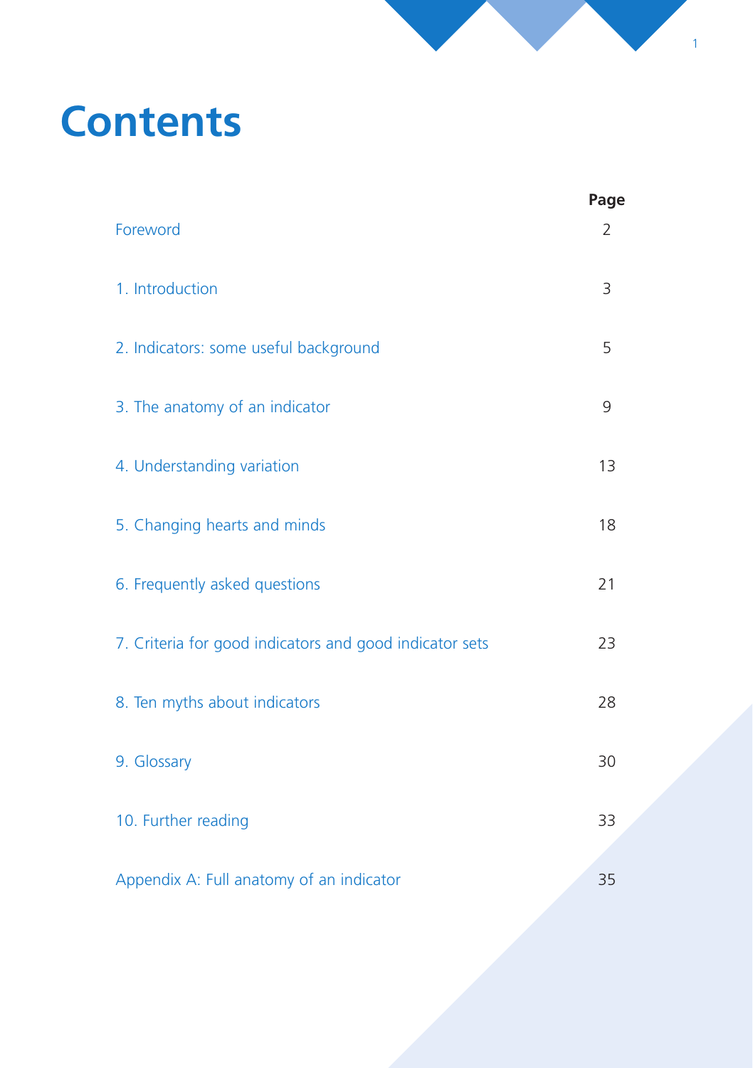# Contents

| | Page |
|---|---|
| Foreword | 2 |
| 1. Introduction | 3 |
| 2. Indicators: some useful background | 5 |
| 3. The anatomy of an indicator | 9 |
| 4. Understanding variation | 13 |
| 5. Changing hearts and minds | 18 |
| 6. Frequently asked questions | 21 |
| 7. Criteria for good indicators and good indicator sets | 23 |
| 8. Ten myths about indicators | 28 |
| 9. Glossary | 30 |
| 10. Further reading | 33 |
| Appendix A: Full anatomy of an indicator | 35 |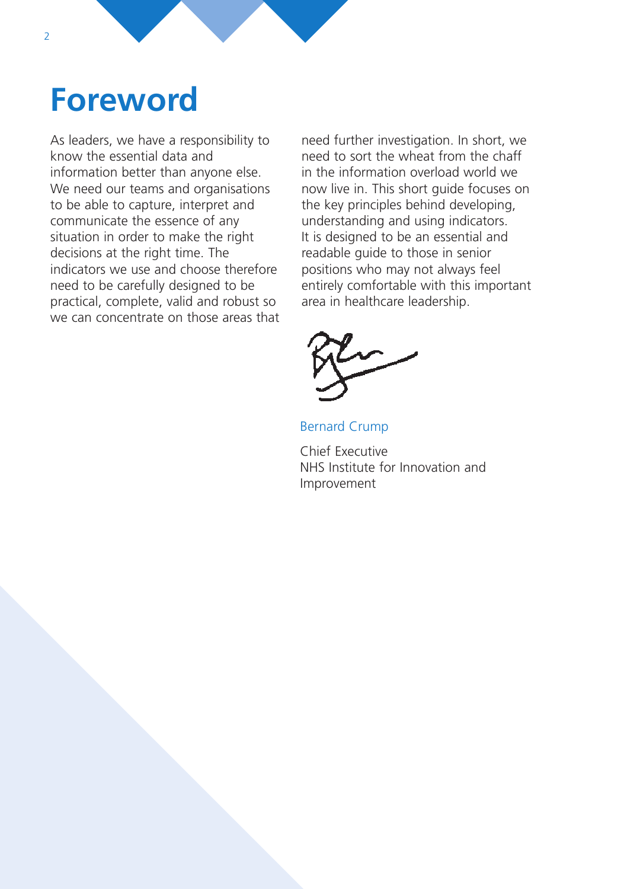# Foreword

As leaders, we have a responsibility to know the essential data and information better than anyone else. We need our teams and organisations to be able to capture, interpret and communicate the essence of any situation in order to make the right decisions at the right time. The indicators we use and choose therefore need to be carefully designed to be practical, complete, valid and robust so we can concentrate on those areas that need further investigation. In short, we need to sort the wheat from the chaff in the information overload world we now live in. This short guide focuses on the key principles behind developing, understanding and using indicators. It is designed to be an essential and readable guide to those in senior positions who may not always feel entirely comfortable with this important area in healthcare leadership.

Bernard Crump

Chief Executive
NHS Institute for Innovation and Improvement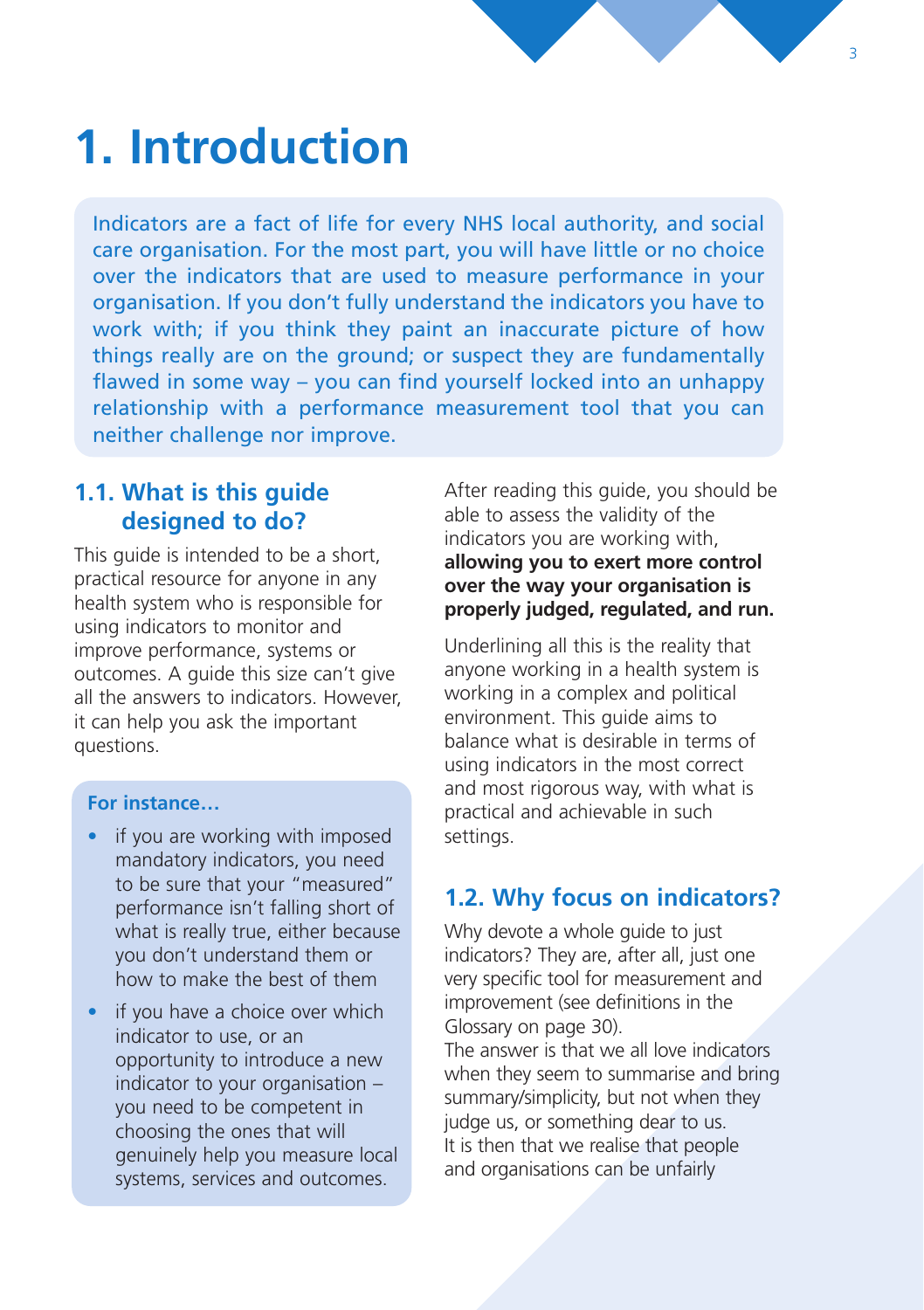# 1. Introduction

Indicators are a fact of life for every NHS local authority, and social care organisation. For the most part, you will have little or no choice over the indicators that are used to measure performance in your organisation. If you don't fully understand the indicators you have to work with; if you think they paint an inaccurate picture of how things really are on the ground; or suspect they are fundamentally flawed in some way – you can find yourself locked into an unhappy relationship with a performance measurement tool that you can neither challenge nor improve.

## 1.1. What is this guide designed to do?

This guide is intended to be a short, practical resource for anyone in any health system who is responsible for using indicators to monitor and improve performance, systems or outcomes. A guide this size can't give all the answers to indicators. However, it can help you ask the important questions.

**For instance…**

- if you are working with imposed mandatory indicators, you need to be sure that your "measured" performance isn't falling short of what is really true, either because you don't understand them or how to make the best of them
- if you have a choice over which indicator to use, or an opportunity to introduce a new indicator to your organisation – you need to be competent in choosing the ones that will genuinely help you measure local systems, services and outcomes.

After reading this guide, you should be able to assess the validity of the indicators you are working with, **allowing you to exert more control over the way your organisation is properly judged, regulated, and run.**

Underlining all this is the reality that anyone working in a health system is working in a complex and political environment. This guide aims to balance what is desirable in terms of using indicators in the most correct and most rigorous way, with what is practical and achievable in such settings.

## 1.2. Why focus on indicators?

Why devote a whole guide to just indicators? They are, after all, just one very specific tool for measurement and improvement (see definitions in the Glossary on page 30).
The answer is that we all love indicators when they seem to summarise and bring summary/simplicity, but not when they judge us, or something dear to us. It is then that we realise that people and organisations can be unfairly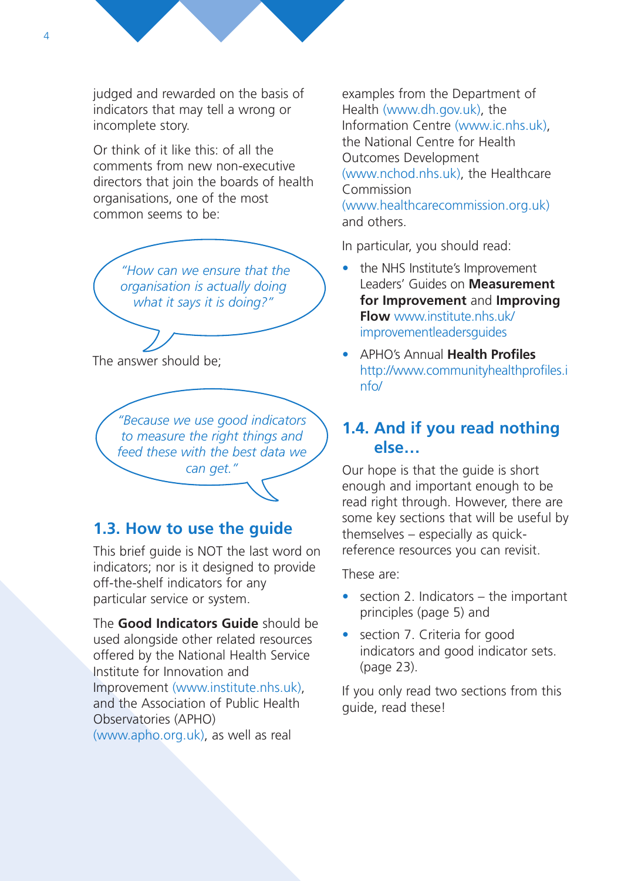judged and rewarded on the basis of indicators that may tell a wrong or incomplete story.

Or think of it like this: of all the comments from new non-executive directors that join the boards of health organisations, one of the most common seems to be:

*"How can we ensure that the organisation is actually doing what it says it is doing?"*

The answer should be;

*"Because we use good indicators to measure the right things and feed these with the best data we can get."*

## 1.3. How to use the guide

This brief guide is NOT the last word on indicators; nor is it designed to provide off-the-shelf indicators for any particular service or system.

The **Good Indicators Guide** should be used alongside other related resources offered by the National Health Service Institute for Innovation and Improvement (www.institute.nhs.uk), and the Association of Public Health Observatories (APHO) (www.apho.org.uk), as well as real examples from the Department of Health (www.dh.gov.uk), the Information Centre (www.ic.nhs.uk), the National Centre for Health Outcomes Development (www.nchod.nhs.uk), the Healthcare Commission (www.healthcarecommission.org.uk) and others.

In particular, you should read:

- the NHS Institute's Improvement Leaders' Guides on **Measurement for Improvement** and **Improving Flow** www.institute.nhs.uk/improvementleadersguides
- APHO's Annual **Health Profiles** http://www.communityhealthprofiles.info/

## 1.4. And if you read nothing else…

Our hope is that the guide is short enough and important enough to be read right through. However, there are some key sections that will be useful by themselves – especially as quick-reference resources you can revisit.

These are:

- section 2. Indicators – the important principles (page 5) and
- section 7. Criteria for good indicators and good indicator sets. (page 23).

If you only read two sections from this guide, read these!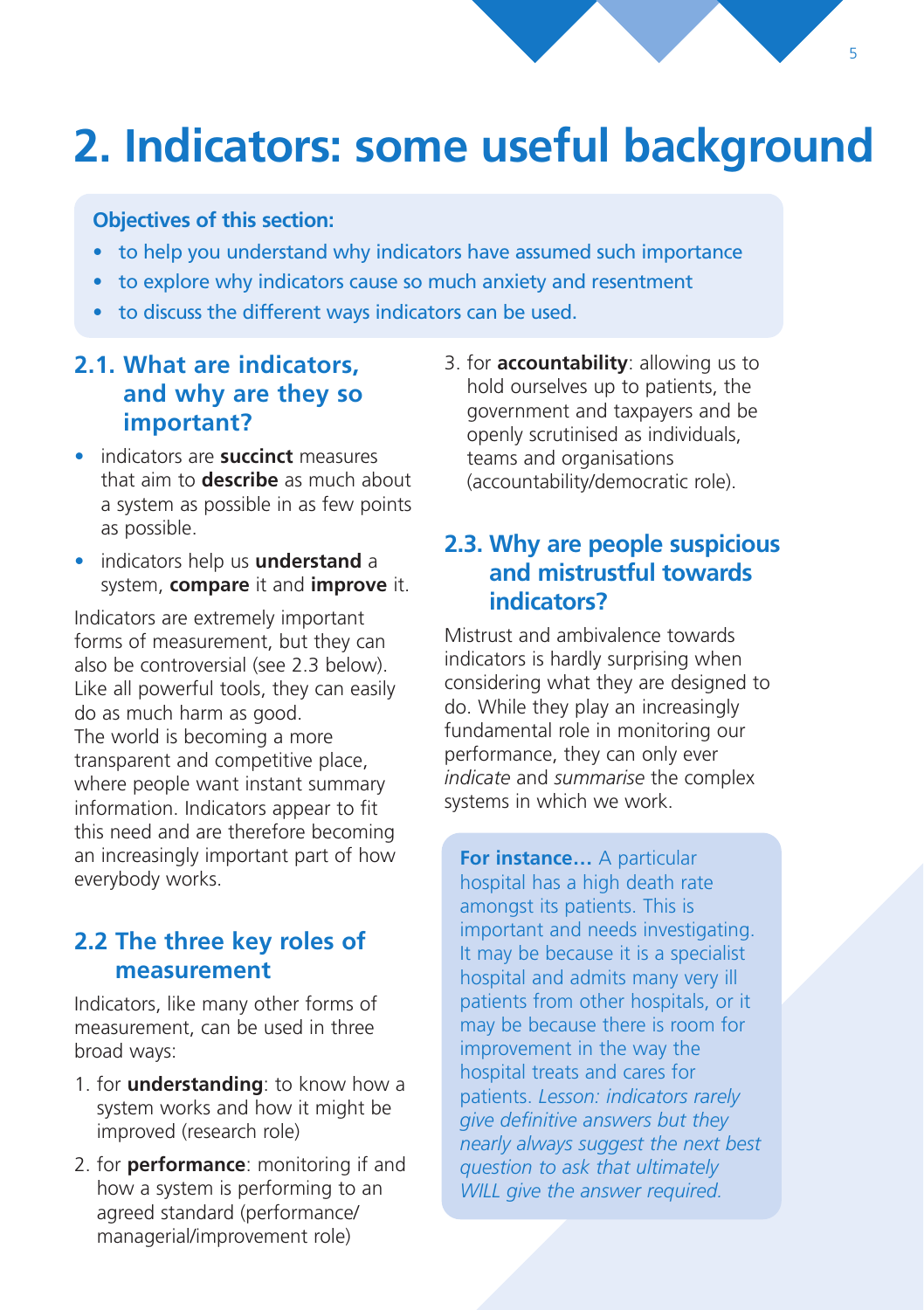# 2. Indicators: some useful background

**Objectives of this section:**

- to help you understand why indicators have assumed such importance
- to explore why indicators cause so much anxiety and resentment
- to discuss the different ways indicators can be used.

## 2.1. What are indicators, and why are they so important?

- indicators are **succinct** measures that aim to **describe** as much about a system as possible in as few points as possible.
- indicators help us **understand** a system, **compare** it and **improve** it.

Indicators are extremely important forms of measurement, but they can also be controversial (see 2.3 below). Like all powerful tools, they can easily do as much harm as good.
The world is becoming a more transparent and competitive place, where people want instant summary information. Indicators appear to fit this need and are therefore becoming an increasingly important part of how everybody works.

## 2.2 The three key roles of measurement

Indicators, like many other forms of measurement, can be used in three broad ways:

1. for **understanding**: to know how a system works and how it might be improved (research role)
2. for **performance**: monitoring if and how a system is performing to an agreed standard (performance/ managerial/improvement role)
3. for **accountability**: allowing us to hold ourselves up to patients, the government and taxpayers and be openly scrutinised as individuals, teams and organisations (accountability/democratic role).

## 2.3. Why are people suspicious and mistrustful towards indicators?

Mistrust and ambivalence towards indicators is hardly surprising when considering what they are designed to do. While they play an increasingly fundamental role in monitoring our performance, they can only ever *indicate* and *summarise* the complex systems in which we work.

**For instance…** A particular hospital has a high death rate amongst its patients. This is important and needs investigating. It may be because it is a specialist hospital and admits many very ill patients from other hospitals, or it may be because there is room for improvement in the way the hospital treats and cares for patients. *Lesson: indicators rarely give definitive answers but they nearly always suggest the next best question to ask that ultimately WILL give the answer required.*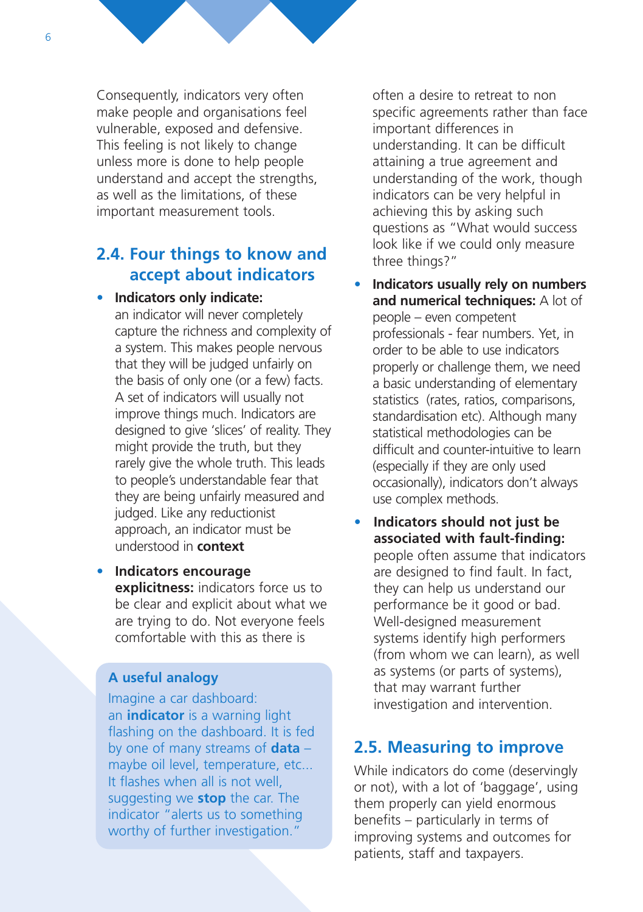Consequently, indicators very often make people and organisations feel vulnerable, exposed and defensive. This feeling is not likely to change unless more is done to help people understand and accept the strengths, as well as the limitations, of these important measurement tools.

## 2.4. Four things to know and accept about indicators

- **Indicators only indicate:** an indicator will never completely capture the richness and complexity of a system. This makes people nervous that they will be judged unfairly on the basis of only one (or a few) facts. A set of indicators will usually not improve things much. Indicators are designed to give 'slices' of reality. They might provide the truth, but they rarely give the whole truth. This leads to people's understandable fear that they are being unfairly measured and judged. Like any reductionist approach, an indicator must be understood in **context**

- **Indicators encourage explicitness:** indicators force us to be clear and explicit about what we are trying to do. Not everyone feels comfortable with this as there is often a desire to retreat to non specific agreements rather than face important differences in understanding. It can be difficult attaining a true agreement and understanding of the work, though indicators can be very helpful in achieving this by asking such questions as "What would success look like if we could only measure three things?"

- **Indicators usually rely on numbers and numerical techniques:** A lot of people – even competent professionals - fear numbers. Yet, in order to be able to use indicators properly or challenge them, we need a basic understanding of elementary statistics (rates, ratios, comparisons, standardisation etc). Although many statistical methodologies can be difficult and counter-intuitive to learn (especially if they are only used occasionally), indicators don't always use complex methods.

- **Indicators should not just be associated with fault-finding:** people often assume that indicators are designed to find fault. In fact, they can help us understand our performance be it good or bad. Well-designed measurement systems identify high performers (from whom we can learn), as well as systems (or parts of systems), that may warrant further investigation and intervention.

**A useful analogy**

Imagine a car dashboard: an **indicator** is a warning light flashing on the dashboard. It is fed by one of many streams of **data** – maybe oil level, temperature, etc... It flashes when all is not well, suggesting we **stop** the car. The indicator "alerts us to something worthy of further investigation."

## 2.5. Measuring to improve

While indicators do come (deservingly or not), with a lot of 'baggage', using them properly can yield enormous benefits – particularly in terms of improving systems and outcomes for patients, staff and taxpayers.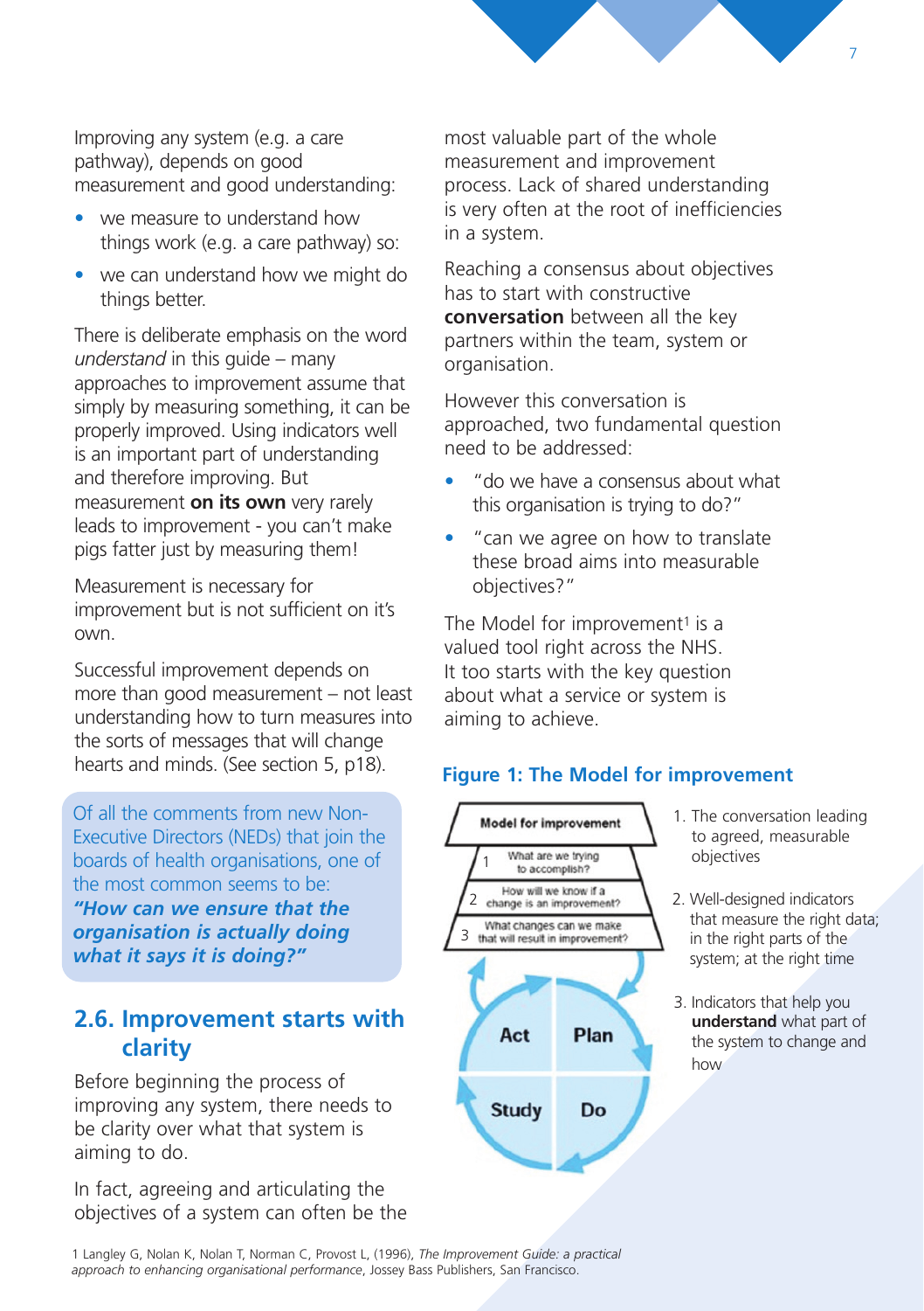Improving any system (e.g. a care pathway), depends on good measurement and good understanding:

- we measure to understand how things work (e.g. a care pathway) so:
- we can understand how we might do things better.

There is deliberate emphasis on the word *understand* in this guide – many approaches to improvement assume that simply by measuring something, it can be properly improved. Using indicators well is an important part of understanding and therefore improving. But measurement **on its own** very rarely leads to improvement - you can't make pigs fatter just by measuring them!

Measurement is necessary for improvement but is not sufficient on it's own.

Successful improvement depends on more than good measurement – not least understanding how to turn measures into the sorts of messages that will change hearts and minds. (See section 5, p18).

> Of all the comments from new Non-Executive Directors (NEDs) that join the boards of health organisations, one of the most common seems to be: ***"How can we ensure that the organisation is actually doing what it says it is doing?"***

## 2.6. Improvement starts with clarity

Before beginning the process of improving any system, there needs to be clarity over what that system is aiming to do.

In fact, agreeing and articulating the objectives of a system can often be the most valuable part of the whole measurement and improvement process. Lack of shared understanding is very often at the root of inefficiencies in a system.

Reaching a consensus about objectives has to start with constructive **conversation** between all the key partners within the team, system or organisation.

However this conversation is approached, two fundamental question need to be addressed:

- "do we have a consensus about what this organisation is trying to do?"
- "can we agree on how to translate these broad aims into measurable objectives?"

The Model for improvement[1] is a valued tool right across the NHS. It too starts with the key question about what a service or system is aiming to achieve.

**Figure 1: The Model for improvement**

Model for improvement
1. What are we trying to accomplish?
2. How will we know if a change is an improvement?
3. What changes can we make that will result in improvement?

Act — Plan — Do — Study

1. The conversation leading to agreed, measurable objectives
2. Well-designed indicators that measure the right data; in the right parts of the system; at the right time
3. Indicators that help you **understand** what part of the system to change and how

1 Langley G, Nolan K, Nolan T, Norman C, Provost L, (1996), *The Improvement Guide: a practical approach to enhancing organisational performance*, Jossey Bass Publishers, San Francisco.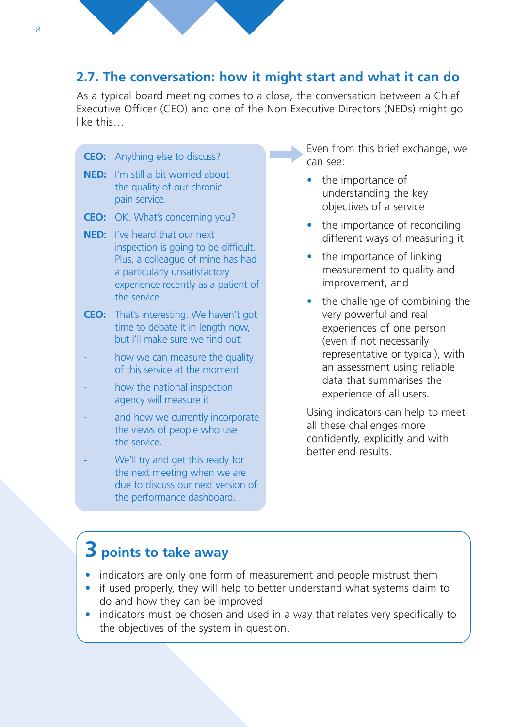## 2.7. The conversation: how it might start and what it can do

As a typical board meeting comes to a close, the conversation between a Chief Executive Officer (CEO) and one of the Non Executive Directors (NEDs) might go like this…

**CEO:** Anything else to discuss?

**NED:** I'm still a bit worried about the quality of our chronic pain service.

**CEO:** OK. What's concerning you?

**NED:** I've heard that our next inspection is going to be difficult. Plus, a colleague of mine has had a particularly unsatisfactory experience recently as a patient of the service.

**CEO:** That's interesting. We haven't got time to debate it in length now, but I'll make sure we find out:

- how we can measure the quality of this service at the moment
- how the national inspection agency will measure it
- and how we currently incorporate the views of people who use the service.
- We'll try and get this ready for the next meeting when we are due to discuss our next version of the performance dashboard.

Even from this brief exchange, we can see:

- the importance of understanding the key objectives of a service
- the importance of reconciling different ways of measuring it
- the importance of linking measurement to quality and improvement, and
- the challenge of combining the very powerful and real experiences of one person (even if not necessarily representative or typical), with an assessment using reliable data that summarises the experience of all users.

Using indicators can help to meet all these challenges more confidently, explicitly and with better end results.

### 3 points to take away

- indicators are only one form of measurement and people mistrust them
- if used properly, they will help to better understand what systems claim to do and how they can be improved
- indicators must be chosen and used in a way that relates very specifically to the objectives of the system in question.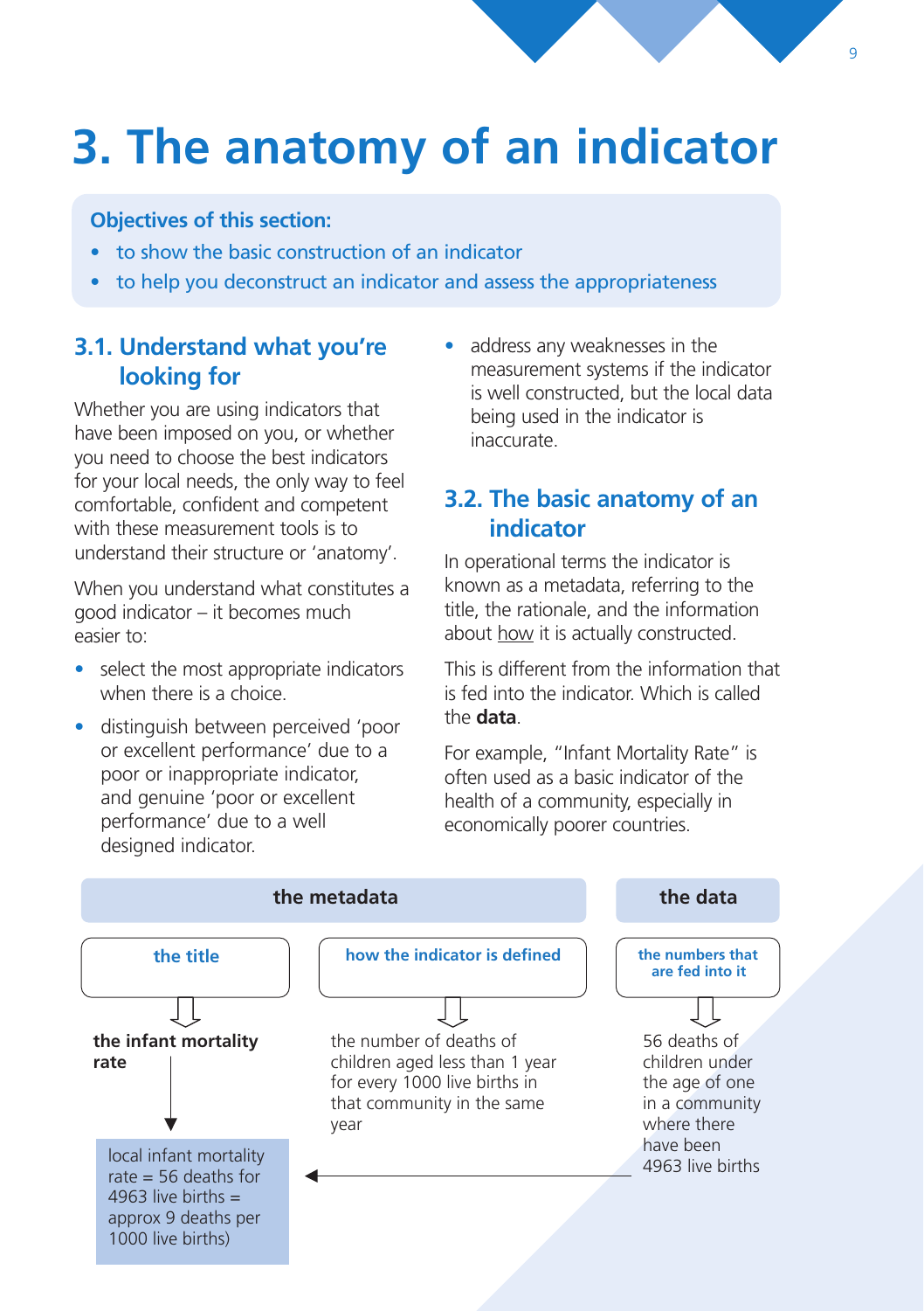# 3. The anatomy of an indicator

**Objectives of this section:**

- to show the basic construction of an indicator
- to help you deconstruct an indicator and assess the appropriateness

## 3.1. Understand what you're looking for

Whether you are using indicators that have been imposed on you, or whether you need to choose the best indicators for your local needs, the only way to feel comfortable, confident and competent with these measurement tools is to understand their structure or 'anatomy'.

When you understand what constitutes a good indicator – it becomes much easier to:

- select the most appropriate indicators when there is a choice.
- distinguish between perceived 'poor or excellent performance' due to a poor or inappropriate indicator, and genuine 'poor or excellent performance' due to a well designed indicator.
- address any weaknesses in the measurement systems if the indicator is well constructed, but the local data being used in the indicator is inaccurate.

## 3.2. The basic anatomy of an indicator

In operational terms the indicator is known as a metadata, referring to the title, the rationale, and the information about how it is actually constructed.

This is different from the information that is fed into the indicator. Which is called the **data**.

For example, "Infant Mortality Rate" is often used as a basic indicator of the health of a community, especially in economically poorer countries.

| the metadata | | the data |
|---|---|---|
| the title | how the indicator is defined | the numbers that are fed into it |
| **the infant mortality rate** | the number of deaths of children aged less than 1 year for every 1000 live births in that community in the same year | 56 deaths of children under the age of one in a community where there have been 4963 live births |

local infant mortality rate = 56 deaths for 4963 live births = approx 9 deaths per 1000 live births)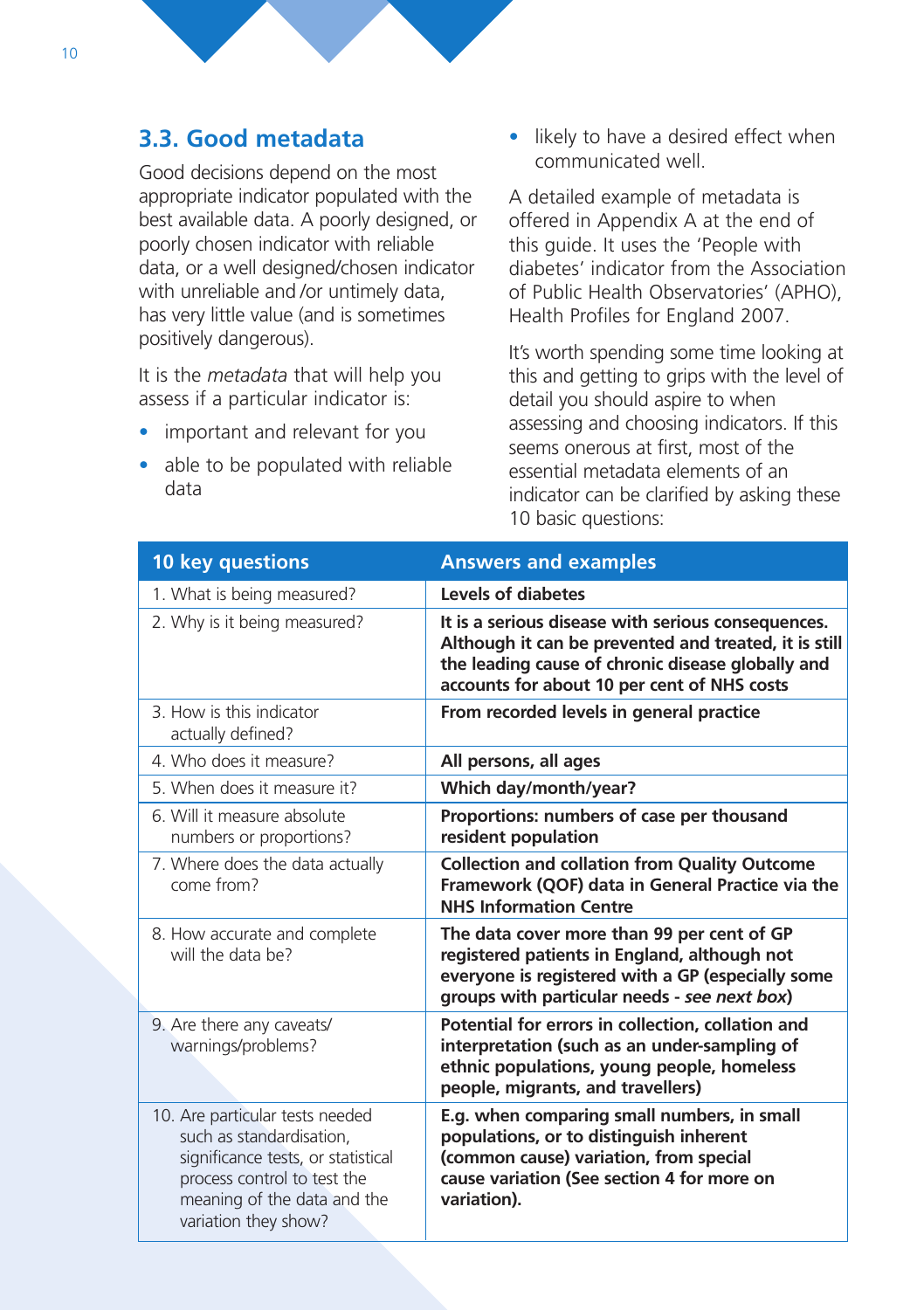## 3.3. Good metadata

Good decisions depend on the most appropriate indicator populated with the best available data. A poorly designed, or poorly chosen indicator with reliable data, or a well designed/chosen indicator with unreliable and /or untimely data, has very little value (and is sometimes positively dangerous).

It is the *metadata* that will help you assess if a particular indicator is:

- important and relevant for you
- able to be populated with reliable data
- likely to have a desired effect when communicated well.

A detailed example of metadata is offered in Appendix A at the end of this guide. It uses the 'People with diabetes' indicator from the Association of Public Health Observatories' (APHO), Health Profiles for England 2007.

It's worth spending some time looking at this and getting to grips with the level of detail you should aspire to when assessing and choosing indicators. If this seems onerous at first, most of the essential metadata elements of an indicator can be clarified by asking these 10 basic questions:

| 10 key questions | Answers and examples |
|---|---|
| 1. What is being measured? | **Levels of diabetes** |
| 2. Why is it being measured? | **It is a serious disease with serious consequences. Although it can be prevented and treated, it is still the leading cause of chronic disease globally and accounts for about 10 per cent of NHS costs** |
| 3. How is this indicator actually defined? | **From recorded levels in general practice** |
| 4. Who does it measure? | **All persons, all ages** |
| 5. When does it measure it? | **Which day/month/year?** |
| 6. Will it measure absolute numbers or proportions? | **Proportions: numbers of case per thousand resident population** |
| 7. Where does the data actually come from? | **Collection and collation from Quality Outcome Framework (QOF) data in General Practice via the NHS Information Centre** |
| 8. How accurate and complete will the data be? | **The data cover more than 99 per cent of GP registered patients in England, although not everyone is registered with a GP (especially some groups with particular needs - *see next box*)** |
| 9. Are there any caveats/ warnings/problems? | **Potential for errors in collection, collation and interpretation (such as an under-sampling of ethnic populations, young people, homeless people, migrants, and travellers)** |
| 10. Are particular tests needed such as standardisation, significance tests, or statistical process control to test the meaning of the data and the variation they show? | **E.g. when comparing small numbers, in small populations, or to distinguish inherent (common cause) variation, from special cause variation (See section 4 for more on variation).** |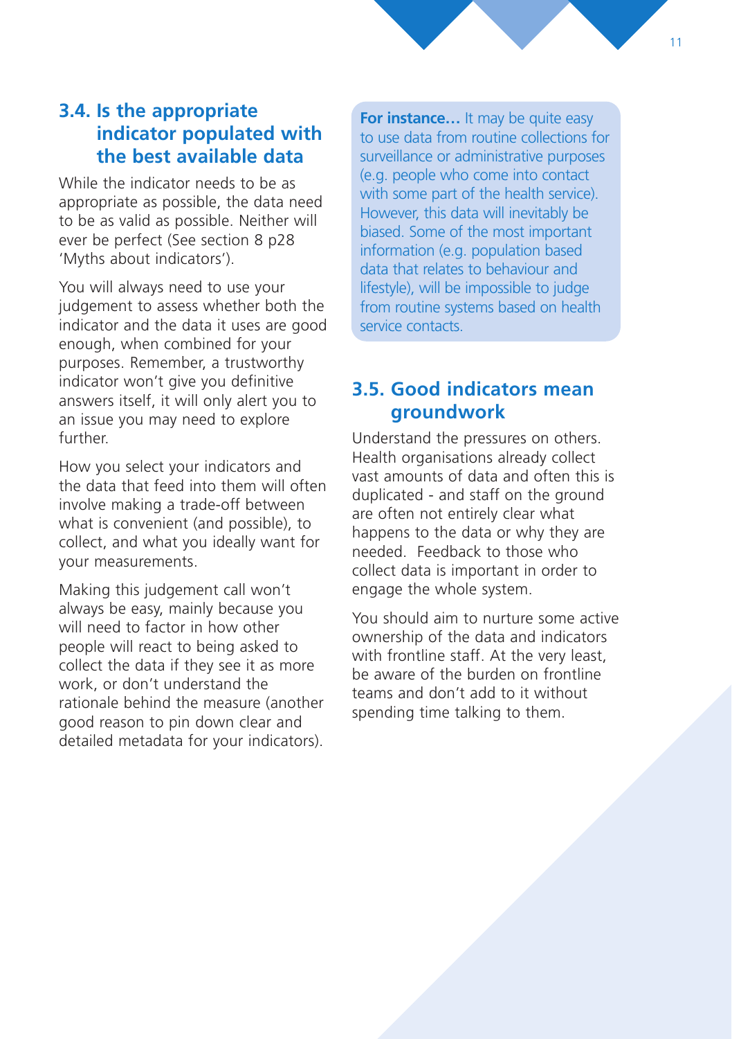## 3.4. Is the appropriate indicator populated with the best available data

While the indicator needs to be as appropriate as possible, the data need to be as valid as possible. Neither will ever be perfect (See section 8 p28 'Myths about indicators').

You will always need to use your judgement to assess whether both the indicator and the data it uses are good enough, when combined for your purposes. Remember, a trustworthy indicator won't give you definitive answers itself, it will only alert you to an issue you may need to explore further.

How you select your indicators and the data that feed into them will often involve making a trade-off between what is convenient (and possible), to collect, and what you ideally want for your measurements.

Making this judgement call won't always be easy, mainly because you will need to factor in how other people will react to being asked to collect the data if they see it as more work, or don't understand the rationale behind the measure (another good reason to pin down clear and detailed metadata for your indicators).

**For instance…** It may be quite easy to use data from routine collections for surveillance or administrative purposes (e.g. people who come into contact with some part of the health service). However, this data will inevitably be biased. Some of the most important information (e.g. population based data that relates to behaviour and lifestyle), will be impossible to judge from routine systems based on health service contacts.

## 3.5. Good indicators mean groundwork

Understand the pressures on others. Health organisations already collect vast amounts of data and often this is duplicated - and staff on the ground are often not entirely clear what happens to the data or why they are needed. Feedback to those who collect data is important in order to engage the whole system.

You should aim to nurture some active ownership of the data and indicators with frontline staff. At the very least, be aware of the burden on frontline teams and don't add to it without spending time talking to them.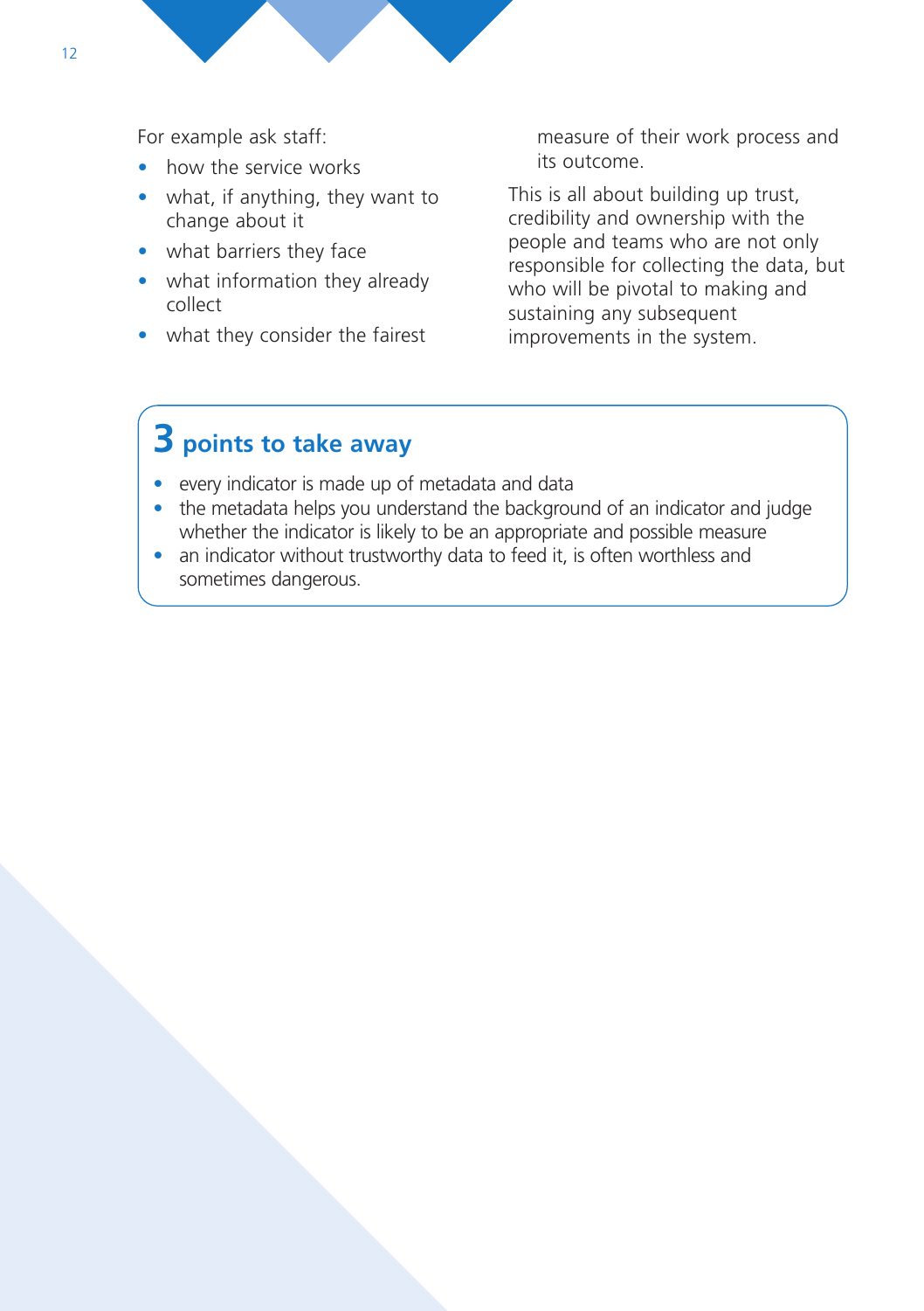For example ask staff:

- how the service works
- what, if anything, they want to change about it
- what barriers they face
- what information they already collect
- what they consider the fairest measure of their work process and its outcome.

This is all about building up trust, credibility and ownership with the people and teams who are not only responsible for collecting the data, but who will be pivotal to making and sustaining any subsequent improvements in the system.

## 3 points to take away

- every indicator is made up of metadata and data
- the metadata helps you understand the background of an indicator and judge whether the indicator is likely to be an appropriate and possible measure
- an indicator without trustworthy data to feed it, is often worthless and sometimes dangerous.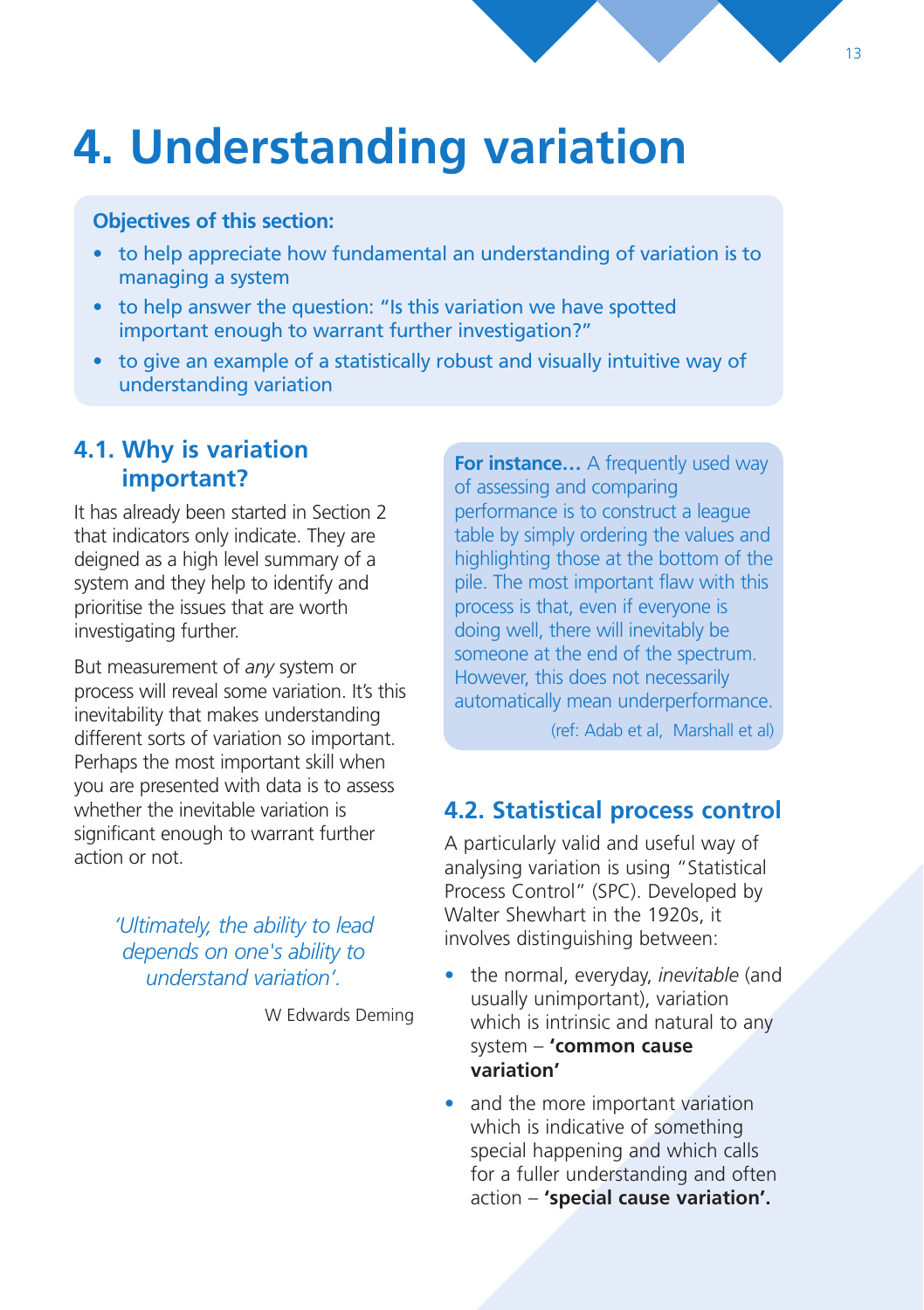# 4. Understanding variation

**Objectives of this section:**

- to help appreciate how fundamental an understanding of variation is to managing a system
- to help answer the question: "Is this variation we have spotted important enough to warrant further investigation?"
- to give an example of a statistically robust and visually intuitive way of understanding variation

## 4.1. Why is variation important?

It has already been started in Section 2 that indicators only indicate. They are deigned as a high level summary of a system and they help to identify and prioritise the issues that are worth investigating further.

But measurement of *any* system or process will reveal some variation. It's this inevitability that makes understanding different sorts of variation so important. Perhaps the most important skill when you are presented with data is to assess whether the inevitable variation is significant enough to warrant further action or not.

*'Ultimately, the ability to lead depends on one's ability to understand variation'.*

W Edwards Deming

**For instance…** A frequently used way of assessing and comparing performance is to construct a league table by simply ordering the values and highlighting those at the bottom of the pile. The most important flaw with this process is that, even if everyone is doing well, there will inevitably be someone at the end of the spectrum. However, this does not necessarily automatically mean underperformance.

(ref: Adab et al, Marshall et al)

## 4.2. Statistical process control

A particularly valid and useful way of analysing variation is using "Statistical Process Control" (SPC). Developed by Walter Shewhart in the 1920s, it involves distinguishing between:

- the normal, everyday, *inevitable* (and usually unimportant), variation which is intrinsic and natural to any system – **'common cause variation'**
- and the more important variation which is indicative of something special happening and which calls for a fuller understanding and often action – **'special cause variation'.**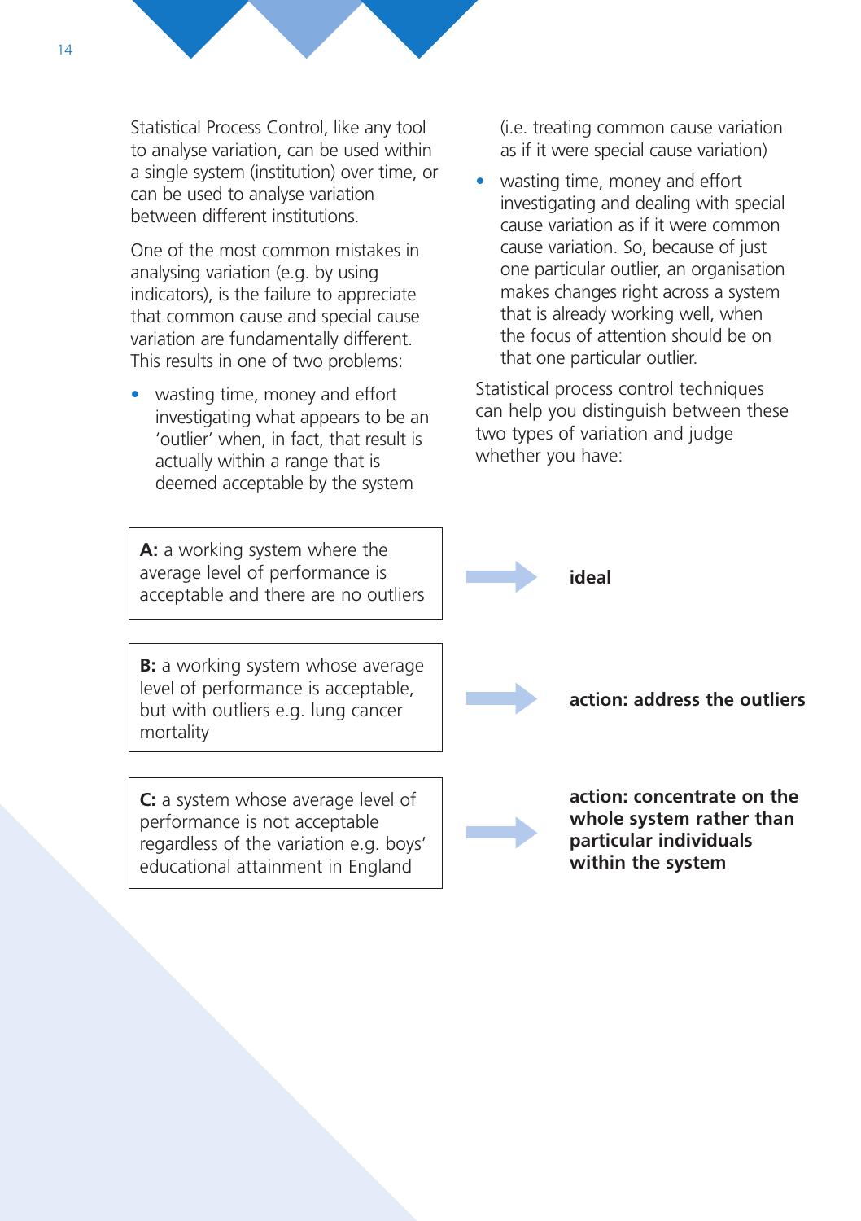Statistical Process Control, like any tool to analyse variation, can be used within a single system (institution) over time, or can be used to analyse variation between different institutions.

One of the most common mistakes in analysing variation (e.g. by using indicators), is the failure to appreciate that common cause and special cause variation are fundamentally different. This results in one of two problems:

- wasting time, money and effort investigating what appears to be an 'outlier' when, in fact, that result is actually within a range that is deemed acceptable by the system (i.e. treating common cause variation as if it were special cause variation)
- wasting time, money and effort investigating and dealing with special cause variation as if it were common cause variation. So, because of just one particular outlier, an organisation makes changes right across a system that is already working well, when the focus of attention should be on that one particular outlier.

Statistical process control techniques can help you distinguish between these two types of variation and judge whether you have:

| | | |
|---|---|---|
| **A:** a working system where the average level of performance is acceptable and there are no outliers | → | **ideal** |
| **B:** a working system whose average level of performance is acceptable, but with outliers e.g. lung cancer mortality | → | **action: address the outliers** |
| **C:** a system whose average level of performance is not acceptable regardless of the variation e.g. boys' educational attainment in England | → | **action: concentrate on the whole system rather than particular individuals within the system** |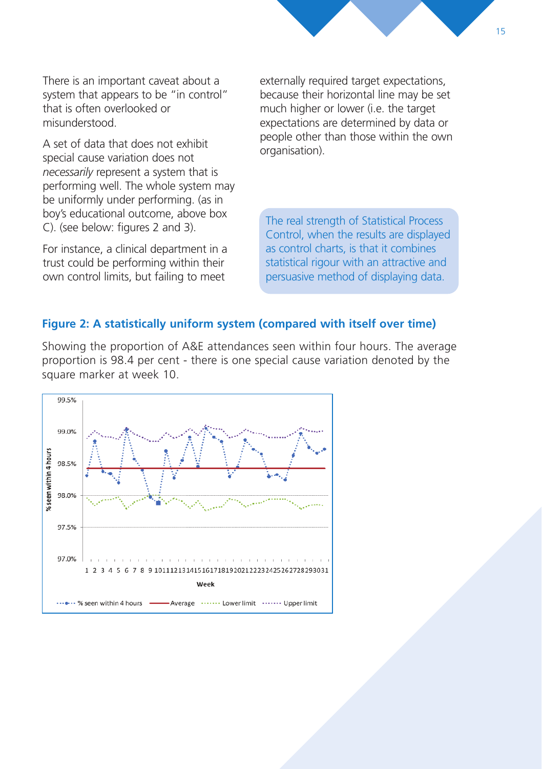There is an important caveat about a system that appears to be "in control" that is often overlooked or misunderstood.

A set of data that does not exhibit special cause variation does not *necessarily* represent a system that is performing well. The whole system may be uniformly under performing. (as in boy's educational outcome, above box C). (see below: figures 2 and 3).

For instance, a clinical department in a trust could be performing within their own control limits, but failing to meet externally required target expectations, because their horizontal line may be set much higher or lower (i.e. the target expectations are determined by data or people other than those within the own organisation).

> The real strength of Statistical Process Control, when the results are displayed as control charts, is that it combines statistical rigour with an attractive and persuasive method of displaying data.

**Figure 2: A statistically uniform system (compared with itself over time)**

Showing the proportion of A&E attendances seen within four hours. The average proportion is 98.4 per cent - there is one special cause variation denoted by the square marker at week 10.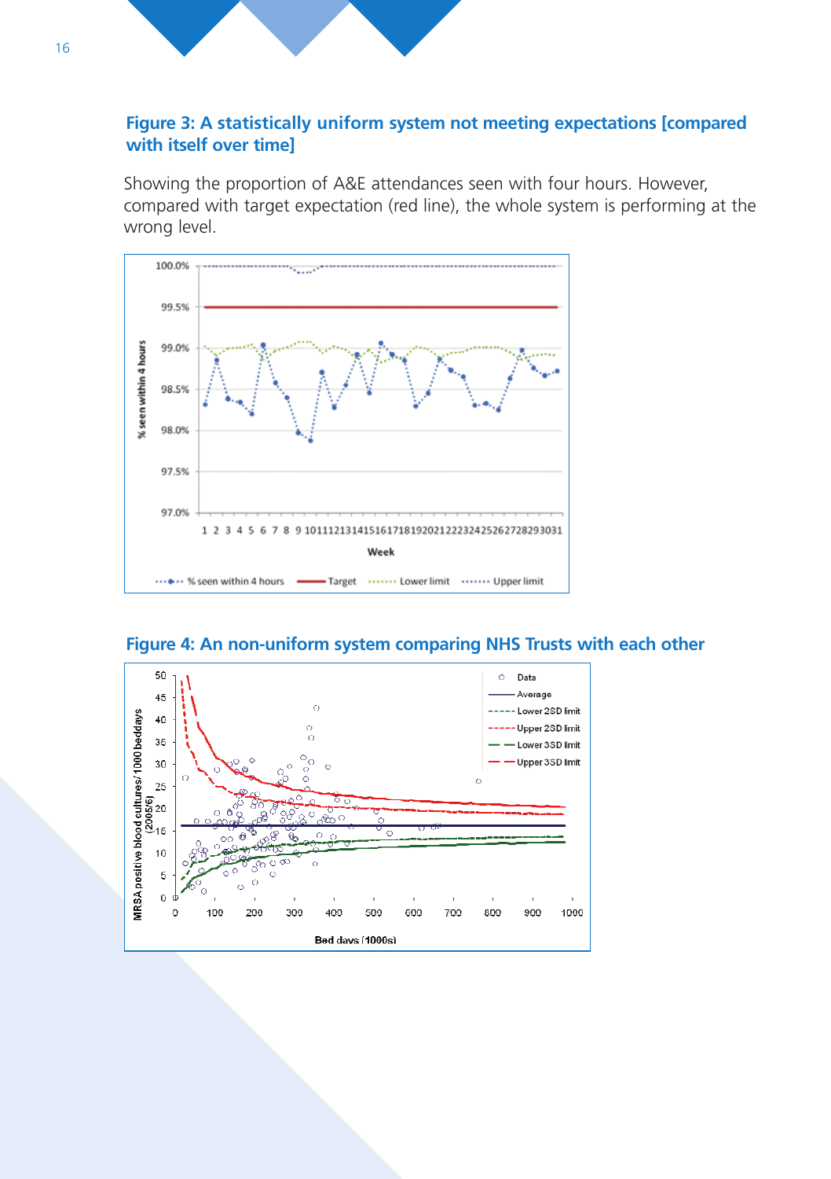### Figure 3: A statistically uniform system not meeting expectations [compared with itself over time]

Showing the proportion of A&E attendances seen with four hours. However, compared with target expectation (red line), the whole system is performing at the wrong level.

### Figure 4: An non-uniform system comparing NHS Trusts with each other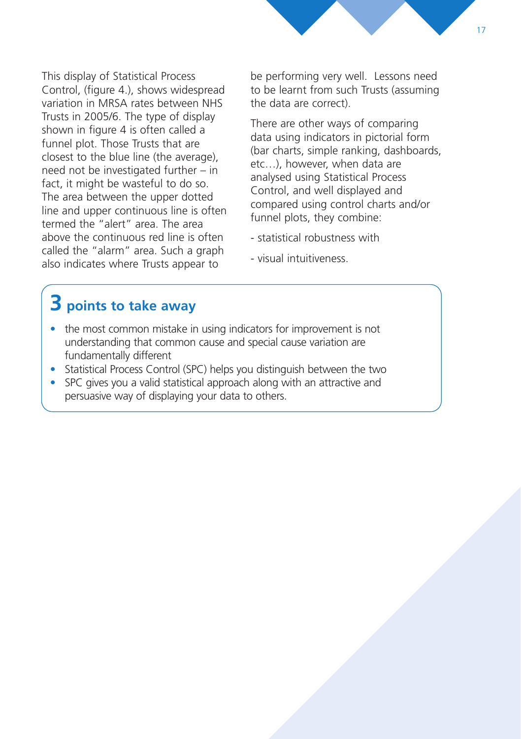This display of Statistical Process Control, (figure 4.), shows widespread variation in MRSA rates between NHS Trusts in 2005/6. The type of display shown in figure 4 is often called a funnel plot. Those Trusts that are closest to the blue line (the average), need not be investigated further – in fact, it might be wasteful to do so. The area between the upper dotted line and upper continuous line is often termed the "alert" area. The area above the continuous red line is often called the "alarm" area. Such a graph also indicates where Trusts appear to be performing very well. Lessons need to be learnt from such Trusts (assuming the data are correct).

There are other ways of comparing data using indicators in pictorial form (bar charts, simple ranking, dashboards, etc…), however, when data are analysed using Statistical Process Control, and well displayed and compared using control charts and/or funnel plots, they combine:

- statistical robustness with

- visual intuitiveness.

## 3 points to take away

- the most common mistake in using indicators for improvement is not understanding that common cause and special cause variation are fundamentally different
- Statistical Process Control (SPC) helps you distinguish between the two
- SPC gives you a valid statistical approach along with an attractive and persuasive way of displaying your data to others.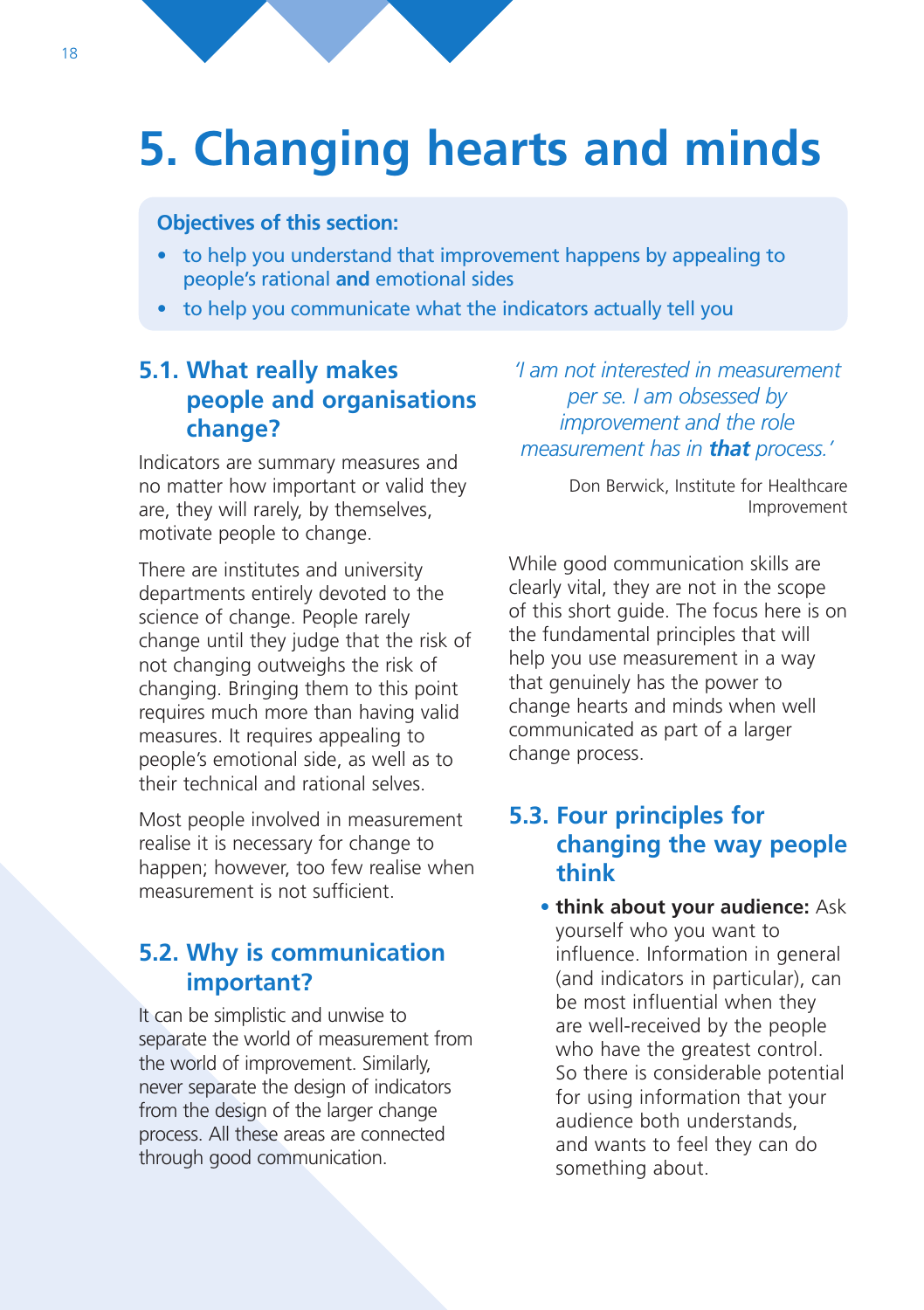# 5. Changing hearts and minds

**Objectives of this section:**

- to help you understand that improvement happens by appealing to people's rational **and** emotional sides
- to help you communicate what the indicators actually tell you

## 5.1. What really makes people and organisations change?

Indicators are summary measures and no matter how important or valid they are, they will rarely, by themselves, motivate people to change.

There are institutes and university departments entirely devoted to the science of change. People rarely change until they judge that the risk of not changing outweighs the risk of changing. Bringing them to this point requires much more than having valid measures. It requires appealing to people's emotional side, as well as to their technical and rational selves.

Most people involved in measurement realise it is necessary for change to happen; however, too few realise when measurement is not sufficient.

## 5.2. Why is communication important?

It can be simplistic and unwise to separate the world of measurement from the world of improvement. Similarly, never separate the design of indicators from the design of the larger change process. All these areas are connected through good communication.

*'I am not interested in measurement per se. I am obsessed by improvement and the role measurement has in* ***that*** *process.'*

Don Berwick, Institute for Healthcare Improvement

While good communication skills are clearly vital, they are not in the scope of this short guide. The focus here is on the fundamental principles that will help you use measurement in a way that genuinely has the power to change hearts and minds when well communicated as part of a larger change process.

## 5.3. Four principles for changing the way people think

- **think about your audience:** Ask yourself who you want to influence. Information in general (and indicators in particular), can be most influential when they are well-received by the people who have the greatest control. So there is considerable potential for using information that your audience both understands, and wants to feel they can do something about.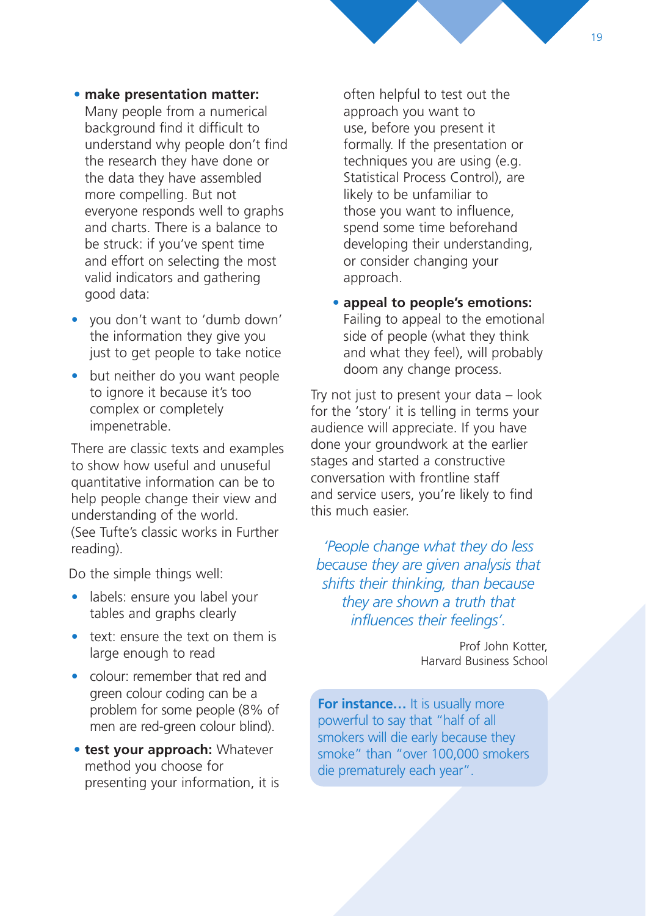- **make presentation matter:** Many people from a numerical background find it difficult to understand why people don't find the research they have done or the data they have assembled more compelling. But not everyone responds well to graphs and charts. There is a balance to be struck: if you've spent time and effort on selecting the most valid indicators and gathering good data:
  - you don't want to 'dumb down' the information they give you just to get people to take notice
  - but neither do you want people to ignore it because it's too complex or completely impenetrable.

  There are classic texts and examples to show how useful and unuseful quantitative information can be to help people change their view and understanding of the world. (See Tufte's classic works in Further reading).

  Do the simple things well:

  - labels: ensure you label your tables and graphs clearly
  - text: ensure the text on them is large enough to read
  - colour: remember that red and green colour coding can be a problem for some people (8% of men are red-green colour blind).
- **test your approach:** Whatever method you choose for presenting your information, it is often helpful to test out the approach you want to use, before you present it formally. If the presentation or techniques you are using (e.g. Statistical Process Control), are likely to be unfamiliar to those you want to influence, spend some time beforehand developing their understanding, or consider changing your approach.
- **appeal to people's emotions:** Failing to appeal to the emotional side of people (what they think and what they feel), will probably doom any change process.

Try not just to present your data – look for the 'story' it is telling in terms your audience will appreciate. If you have done your groundwork at the earlier stages and started a constructive conversation with frontline staff and service users, you're likely to find this much easier.

*'People change what they do less because they are given analysis that shifts their thinking, than because they are shown a truth that influences their feelings'.*

Prof John Kotter,
Harvard Business School

**For instance…** It is usually more powerful to say that "half of all smokers will die early because they smoke" than "over 100,000 smokers die prematurely each year".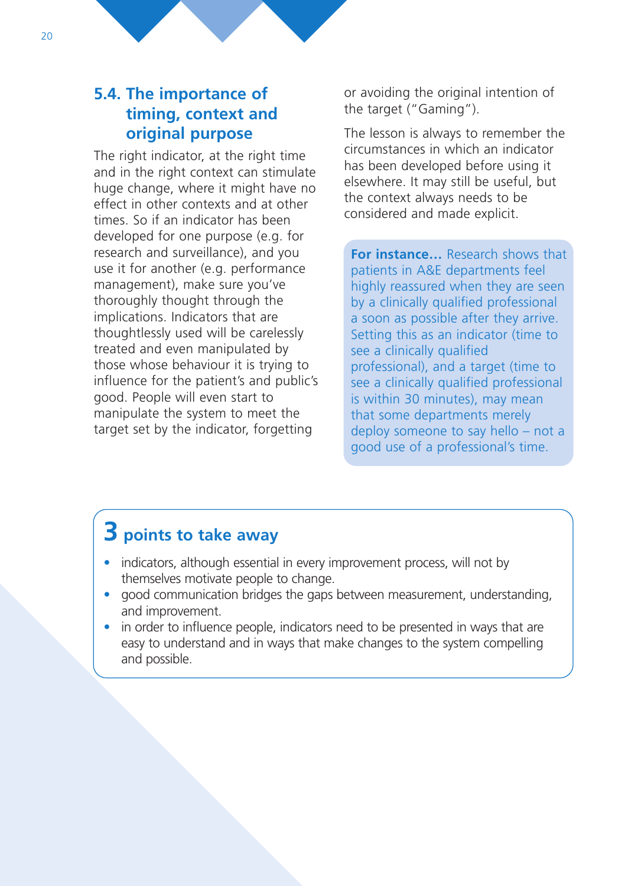## 5.4. The importance of timing, context and original purpose

The right indicator, at the right time and in the right context can stimulate huge change, where it might have no effect in other contexts and at other times. So if an indicator has been developed for one purpose (e.g. for research and surveillance), and you use it for another (e.g. performance management), make sure you've thoroughly thought through the implications. Indicators that are thoughtlessly used will be carelessly treated and even manipulated by those whose behaviour it is trying to influence for the patient's and public's good. People will even start to manipulate the system to meet the target set by the indicator, forgetting or avoiding the original intention of the target ("Gaming").

The lesson is always to remember the circumstances in which an indicator has been developed before using it elsewhere. It may still be useful, but the context always needs to be considered and made explicit.

**For instance…** Research shows that patients in A&E departments feel highly reassured when they are seen by a clinically qualified professional a soon as possible after they arrive. Setting this as an indicator (time to see a clinically qualified professional), and a target (time to see a clinically qualified professional is within 30 minutes), may mean that some departments merely deploy someone to say hello – not a good use of a professional's time.

## 3 points to take away

- indicators, although essential in every improvement process, will not by themselves motivate people to change.
- good communication bridges the gaps between measurement, understanding, and improvement.
- in order to influence people, indicators need to be presented in ways that are easy to understand and in ways that make changes to the system compelling and possible.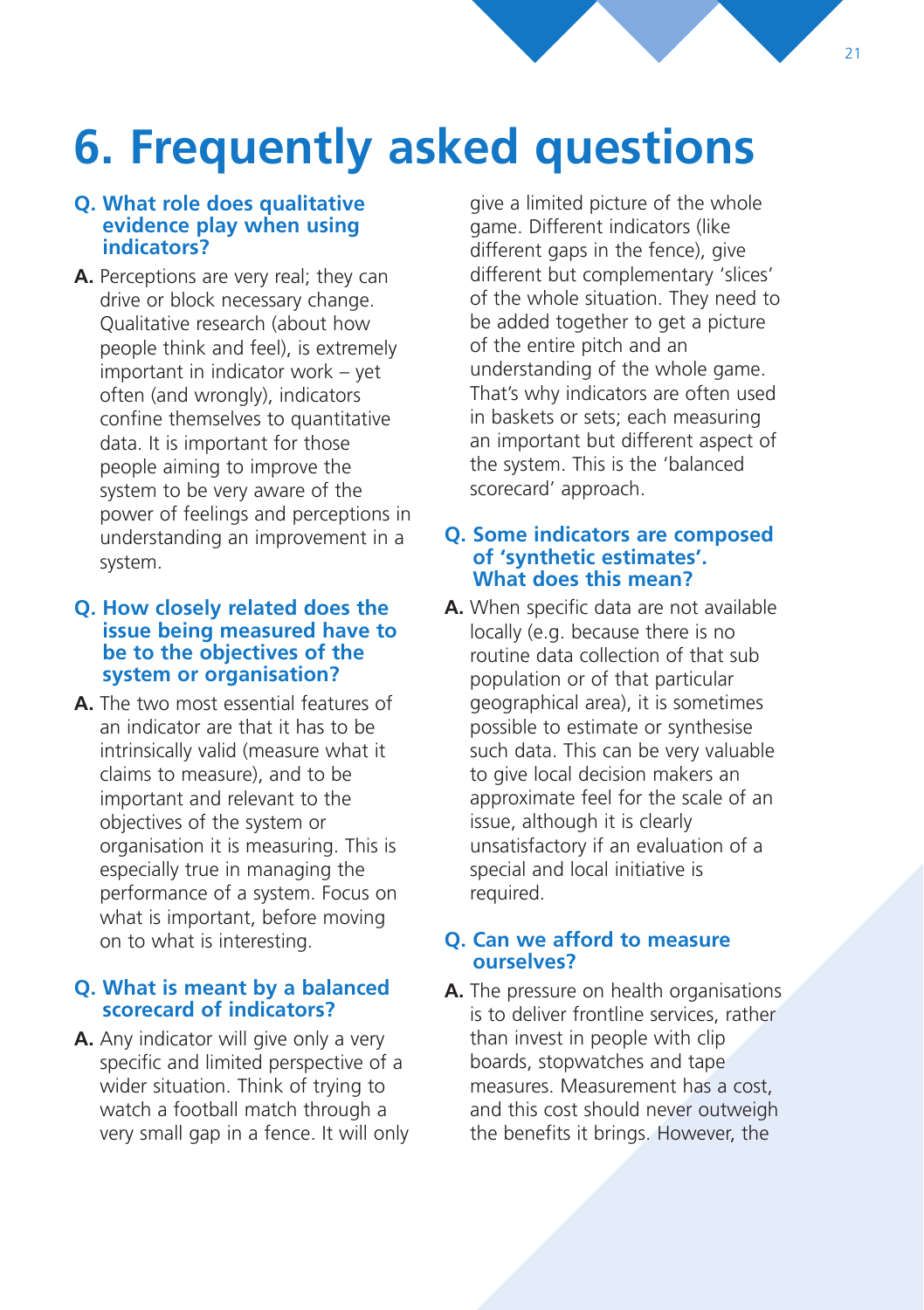# 6. Frequently asked questions

**Q. What role does qualitative evidence play when using indicators?**

**A.** Perceptions are very real; they can drive or block necessary change. Qualitative research (about how people think and feel), is extremely important in indicator work – yet often (and wrongly), indicators confine themselves to quantitative data. It is important for those people aiming to improve the system to be very aware of the power of feelings and perceptions in understanding an improvement in a system.

**Q. How closely related does the issue being measured have to be to the objectives of the system or organisation?**

**A.** The two most essential features of an indicator are that it has to be intrinsically valid (measure what it claims to measure), and to be important and relevant to the objectives of the system or organisation it is measuring. This is especially true in managing the performance of a system. Focus on what is important, before moving on to what is interesting.

**Q. What is meant by a balanced scorecard of indicators?**

**A.** Any indicator will give only a very specific and limited perspective of a wider situation. Think of trying to watch a football match through a very small gap in a fence. It will only give a limited picture of the whole game. Different indicators (like different gaps in the fence), give different but complementary 'slices' of the whole situation. They need to be added together to get a picture of the entire pitch and an understanding of the whole game. That's why indicators are often used in baskets or sets; each measuring an important but different aspect of the system. This is the 'balanced scorecard' approach.

**Q. Some indicators are composed of 'synthetic estimates'. What does this mean?**

**A.** When specific data are not available locally (e.g. because there is no routine data collection of that sub population or of that particular geographical area), it is sometimes possible to estimate or synthesise such data. This can be very valuable to give local decision makers an approximate feel for the scale of an issue, although it is clearly unsatisfactory if an evaluation of a special and local initiative is required.

**Q. Can we afford to measure ourselves?**

**A.** The pressure on health organisations is to deliver frontline services, rather than invest in people with clip boards, stopwatches and tape measures. Measurement has a cost, and this cost should never outweigh the benefits it brings. However, the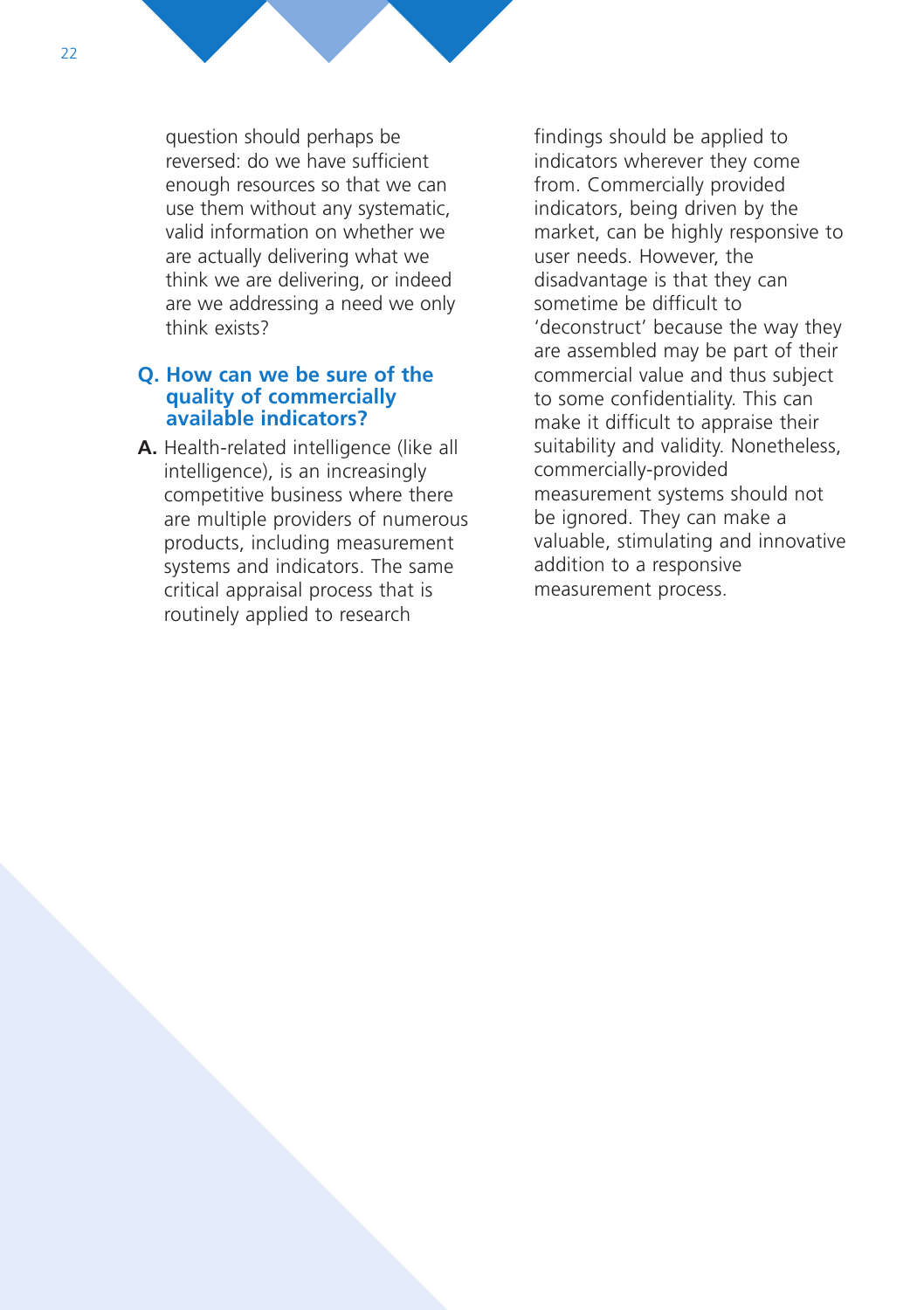question should perhaps be reversed: do we have sufficient enough resources so that we can use them without any systematic, valid information on whether we are actually delivering what we think we are delivering, or indeed are we addressing a need we only think exists?

### Q. How can we be sure of the quality of commercially available indicators?

**A.** Health-related intelligence (like all intelligence), is an increasingly competitive business where there are multiple providers of numerous products, including measurement systems and indicators. The same critical appraisal process that is routinely applied to research findings should be applied to indicators wherever they come from. Commercially provided indicators, being driven by the market, can be highly responsive to user needs. However, the disadvantage is that they can sometime be difficult to 'deconstruct' because the way they are assembled may be part of their commercial value and thus subject to some confidentiality. This can make it difficult to appraise their suitability and validity. Nonetheless, commercially-provided measurement systems should not be ignored. They can make a valuable, stimulating and innovative addition to a responsive measurement process.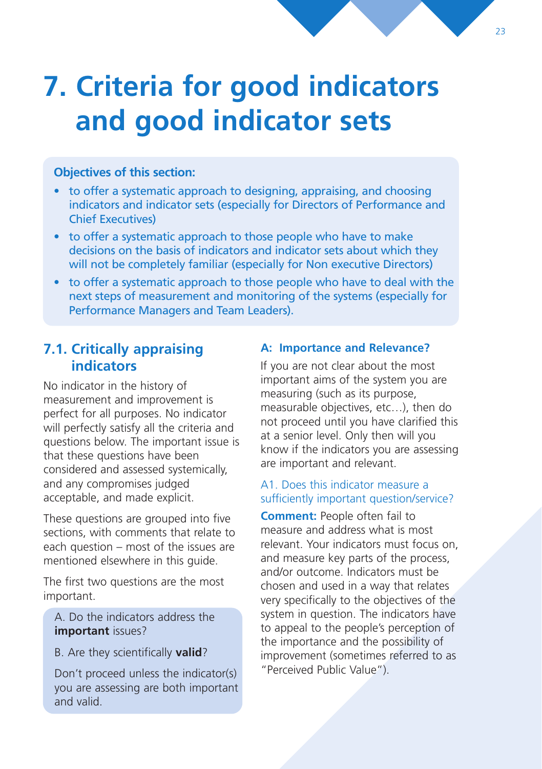# 7. Criteria for good indicators and good indicator sets

**Objectives of this section:**

- to offer a systematic approach to designing, appraising, and choosing indicators and indicator sets (especially for Directors of Performance and Chief Executives)
- to offer a systematic approach to those people who have to make decisions on the basis of indicators and indicator sets about which they will not be completely familiar (especially for Non executive Directors)
- to offer a systematic approach to those people who have to deal with the next steps of measurement and monitoring of the systems (especially for Performance Managers and Team Leaders).

## 7.1. Critically appraising indicators

No indicator in the history of measurement and improvement is perfect for all purposes. No indicator will perfectly satisfy all the criteria and questions below. The important issue is that these questions have been considered and assessed systemically, and any compromises judged acceptable, and made explicit.

These questions are grouped into five sections, with comments that relate to each question – most of the issues are mentioned elsewhere in this guide.

The first two questions are the most important.

> A. Do the indicators address the **important** issues?
>
> B. Are they scientifically **valid**?
>
> Don't proceed unless the indicator(s) you are assessing are both important and valid.

### A: Importance and Relevance?

If you are not clear about the most important aims of the system you are measuring (such as its purpose, measurable objectives, etc…), then do not proceed until you have clarified this at a senior level. Only then will you know if the indicators you are assessing are important and relevant.

#### A1. Does this indicator measure a sufficiently important question/service?

**Comment:** People often fail to measure and address what is most relevant. Your indicators must focus on, and measure key parts of the process, and/or outcome. Indicators must be chosen and used in a way that relates very specifically to the objectives of the system in question. The indicators have to appeal to the people's perception of the importance and the possibility of improvement (sometimes referred to as "Perceived Public Value").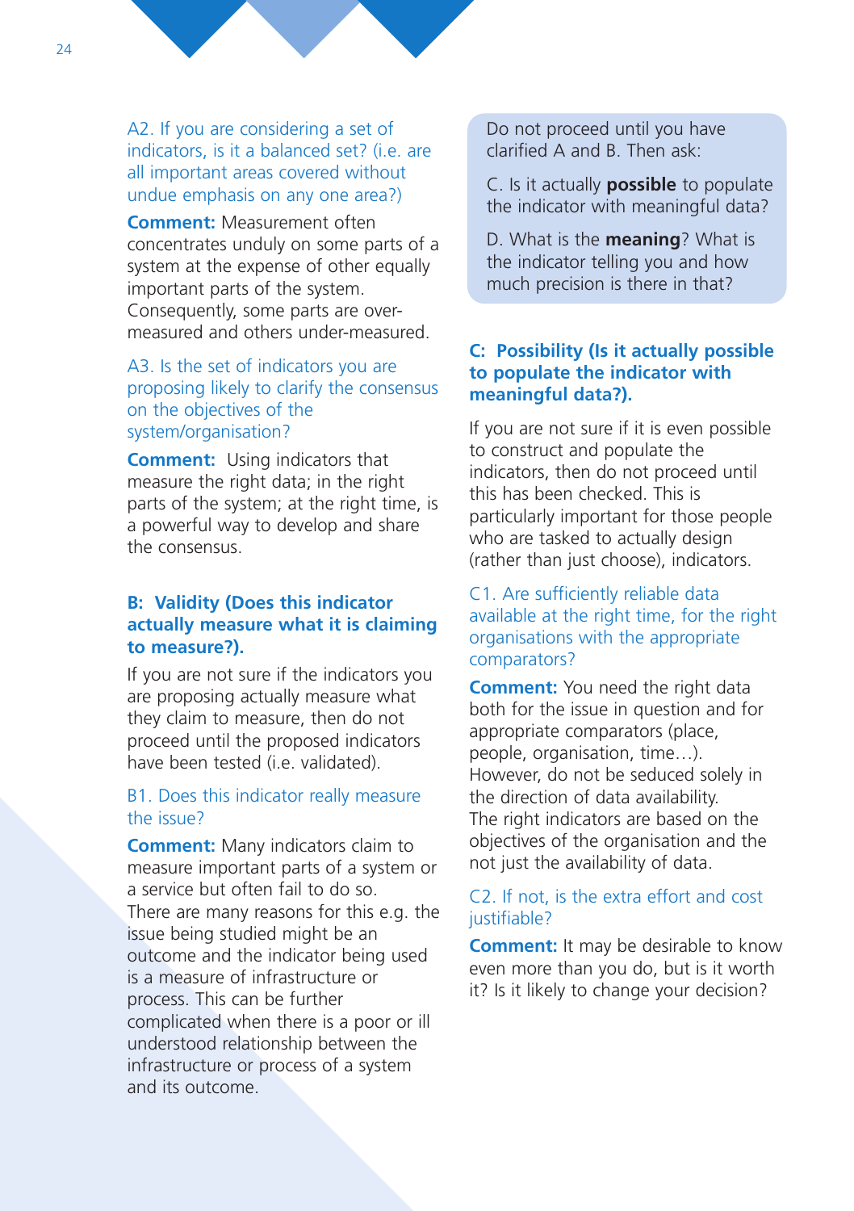A2. If you are considering a set of indicators, is it a balanced set? (i.e. are all important areas covered without undue emphasis on any one area?)

**Comment:** Measurement often concentrates unduly on some parts of a system at the expense of other equally important parts of the system. Consequently, some parts are over-measured and others under-measured.

A3. Is the set of indicators you are proposing likely to clarify the consensus on the objectives of the system/organisation?

**Comment:** Using indicators that measure the right data; in the right parts of the system; at the right time, is a powerful way to develop and share the consensus.

### B: Validity (Does this indicator actually measure what it is claiming to measure?).

If you are not sure if the indicators you are proposing actually measure what they claim to measure, then do not proceed until the proposed indicators have been tested (i.e. validated).

B1. Does this indicator really measure the issue?

**Comment:** Many indicators claim to measure important parts of a system or a service but often fail to do so. There are many reasons for this e.g. the issue being studied might be an outcome and the indicator being used is a measure of infrastructure or process. This can be further complicated when there is a poor or ill understood relationship between the infrastructure or process of a system and its outcome.

> Do not proceed until you have clarified A and B. Then ask:
>
> C. Is it actually **possible** to populate the indicator with meaningful data?
>
> D. What is the **meaning**? What is the indicator telling you and how much precision is there in that?

### C: Possibility (Is it actually possible to populate the indicator with meaningful data?).

If you are not sure if it is even possible to construct and populate the indicators, then do not proceed until this has been checked. This is particularly important for those people who are tasked to actually design (rather than just choose), indicators.

C1. Are sufficiently reliable data available at the right time, for the right organisations with the appropriate comparators?

**Comment:** You need the right data both for the issue in question and for appropriate comparators (place, people, organisation, time…). However, do not be seduced solely in the direction of data availability. The right indicators are based on the objectives of the organisation and the not just the availability of data.

C2. If not, is the extra effort and cost justifiable?

**Comment:** It may be desirable to know even more than you do, but is it worth it? Is it likely to change your decision?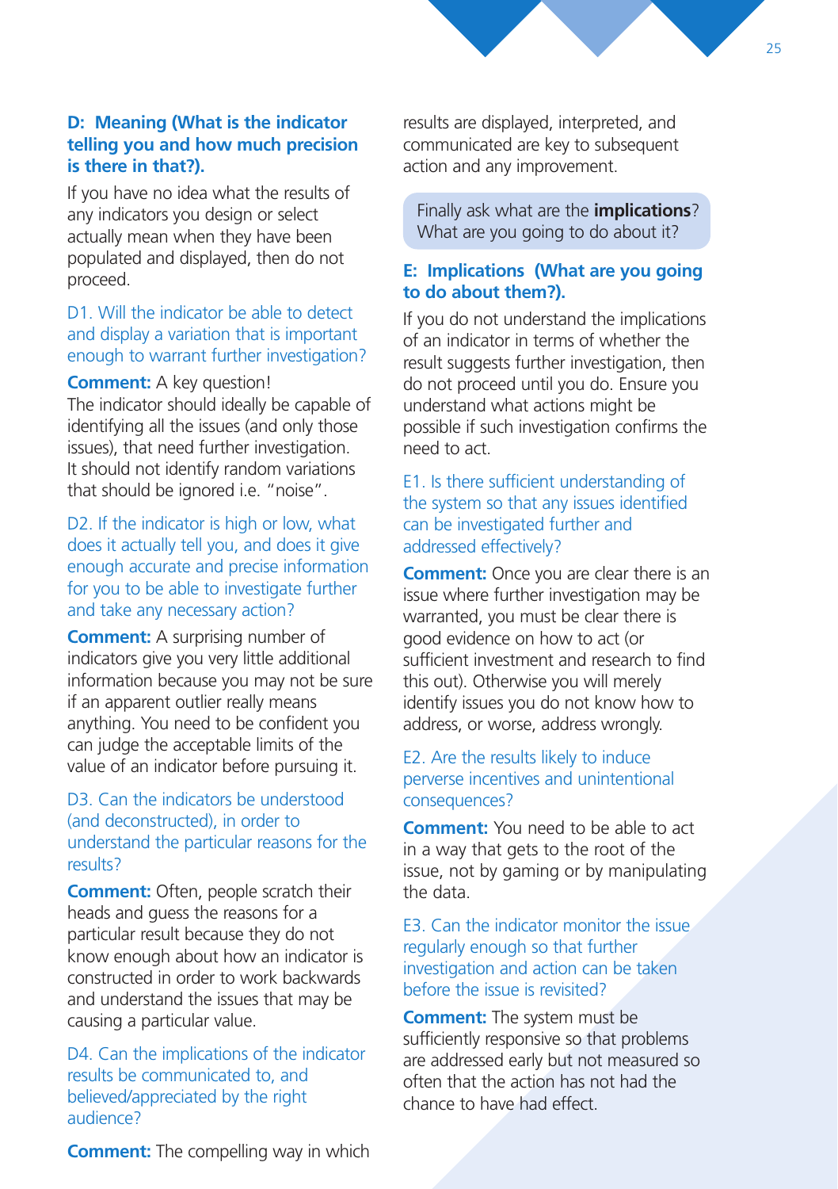### D: Meaning (What is the indicator telling you and how much precision is there in that?).

If you have no idea what the results of any indicators you design or select actually mean when they have been populated and displayed, then do not proceed.

D1. Will the indicator be able to detect and display a variation that is important enough to warrant further investigation?

**Comment:** A key question! The indicator should ideally be capable of identifying all the issues (and only those issues), that need further investigation. It should not identify random variations that should be ignored i.e. "noise".

D2. If the indicator is high or low, what does it actually tell you, and does it give enough accurate and precise information for you to be able to investigate further and take any necessary action?

**Comment:** A surprising number of indicators give you very little additional information because you may not be sure if an apparent outlier really means anything. You need to be confident you can judge the acceptable limits of the value of an indicator before pursuing it.

D3. Can the indicators be understood (and deconstructed), in order to understand the particular reasons for the results?

**Comment:** Often, people scratch their heads and guess the reasons for a particular result because they do not know enough about how an indicator is constructed in order to work backwards and understand the issues that may be causing a particular value.

D4. Can the implications of the indicator results be communicated to, and believed/appreciated by the right audience?

**Comment:** The compelling way in which results are displayed, interpreted, and communicated are key to subsequent action and any improvement.

Finally ask what are the **implications**? What are you going to do about it?

### E: Implications (What are you going to do about them?).

If you do not understand the implications of an indicator in terms of whether the result suggests further investigation, then do not proceed until you do. Ensure you understand what actions might be possible if such investigation confirms the need to act.

E1. Is there sufficient understanding of the system so that any issues identified can be investigated further and addressed effectively?

**Comment:** Once you are clear there is an issue where further investigation may be warranted, you must be clear there is good evidence on how to act (or sufficient investment and research to find this out). Otherwise you will merely identify issues you do not know how to address, or worse, address wrongly.

E2. Are the results likely to induce perverse incentives and unintentional consequences?

**Comment:** You need to be able to act in a way that gets to the root of the issue, not by gaming or by manipulating the data.

E3. Can the indicator monitor the issue regularly enough so that further investigation and action can be taken before the issue is revisited?

**Comment:** The system must be sufficiently responsive so that problems are addressed early but not measured so often that the action has not had the chance to have had effect.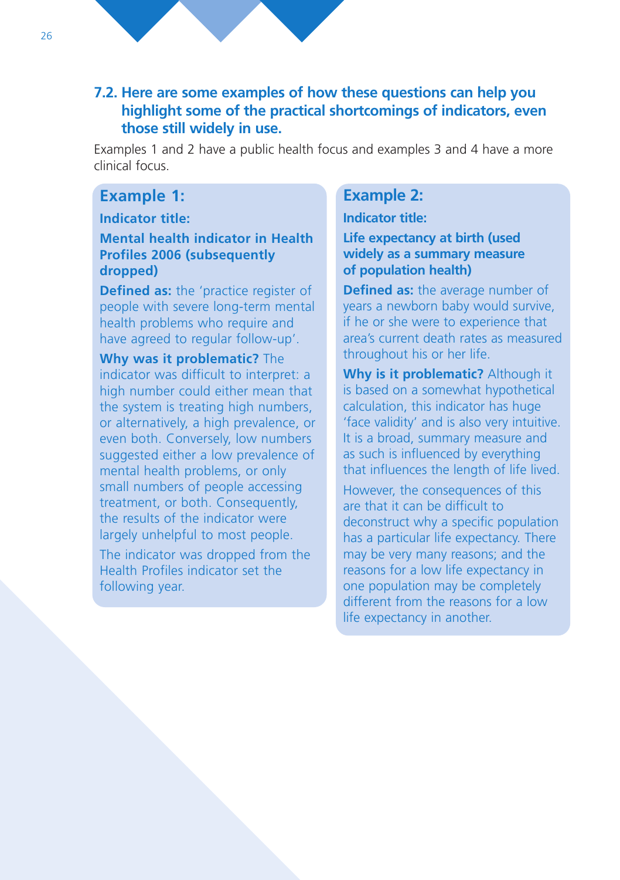### 7.2. Here are some examples of how these questions can help you highlight some of the practical shortcomings of indicators, even those still widely in use.

Examples 1 and 2 have a public health focus and examples 3 and 4 have a more clinical focus.

#### Example 1:

**Indicator title:**

**Mental health indicator in Health Profiles 2006 (subsequently dropped)**

**Defined as:** the 'practice register of people with severe long-term mental health problems who require and have agreed to regular follow-up'.

**Why was it problematic?** The indicator was difficult to interpret: a high number could either mean that the system is treating high numbers, or alternatively, a high prevalence, or even both. Conversely, low numbers suggested either a low prevalence of mental health problems, or only small numbers of people accessing treatment, or both. Consequently, the results of the indicator were largely unhelpful to most people.

The indicator was dropped from the Health Profiles indicator set the following year.

#### Example 2:

**Indicator title:**

**Life expectancy at birth (used widely as a summary measure of population health)**

**Defined as:** the average number of years a newborn baby would survive, if he or she were to experience that area's current death rates as measured throughout his or her life.

**Why is it problematic?** Although it is based on a somewhat hypothetical calculation, this indicator has huge 'face validity' and is also very intuitive. It is a broad, summary measure and as such is influenced by everything that influences the length of life lived.

However, the consequences of this are that it can be difficult to deconstruct why a specific population has a particular life expectancy. There may be very many reasons; and the reasons for a low life expectancy in one population may be completely different from the reasons for a low life expectancy in another.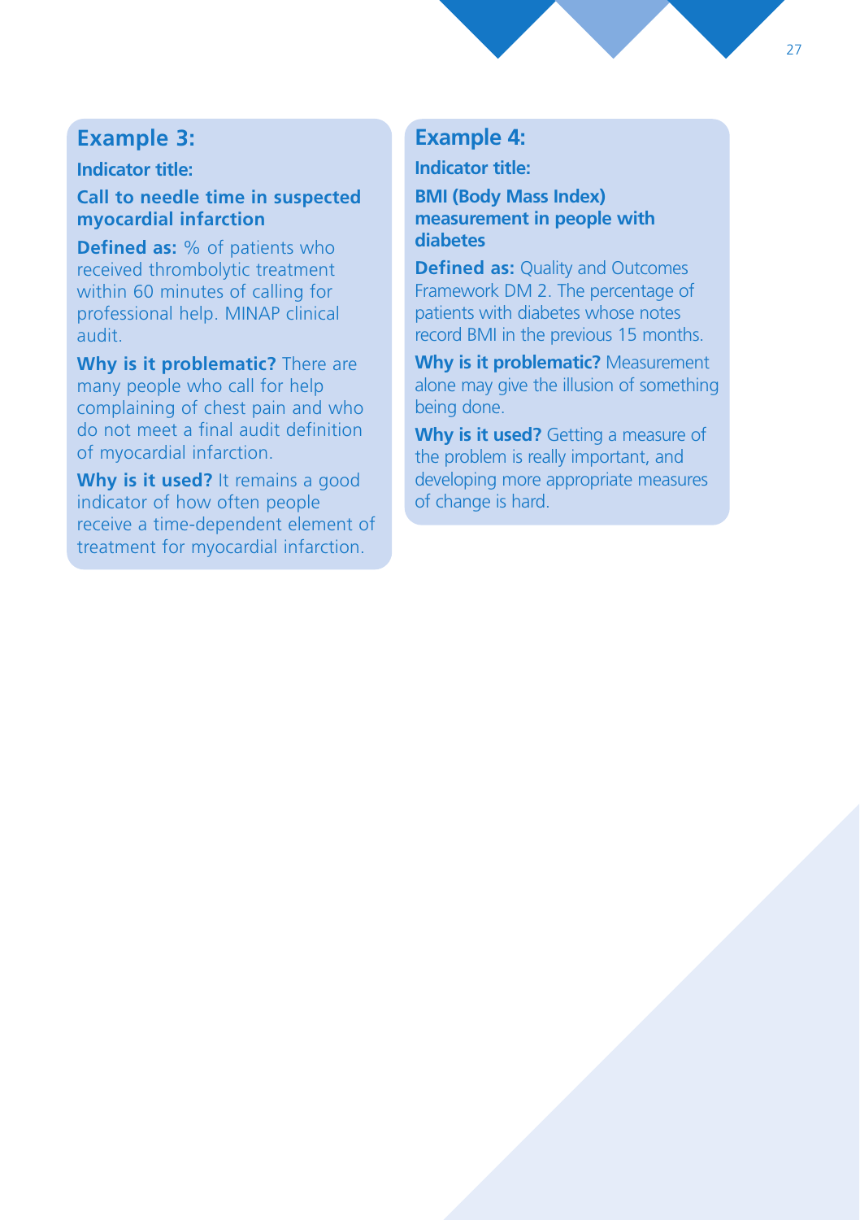## Example 3:

**Indicator title:**

**Call to needle time in suspected myocardial infarction**

**Defined as:** % of patients who received thrombolytic treatment within 60 minutes of calling for professional help. MINAP clinical audit.

**Why is it problematic?** There are many people who call for help complaining of chest pain and who do not meet a final audit definition of myocardial infarction.

**Why is it used?** It remains a good indicator of how often people receive a time-dependent element of treatment for myocardial infarction.

## Example 4:

**Indicator title:**

**BMI (Body Mass Index) measurement in people with diabetes**

**Defined as:** Quality and Outcomes Framework DM 2. The percentage of patients with diabetes whose notes record BMI in the previous 15 months.

**Why is it problematic?** Measurement alone may give the illusion of something being done.

**Why is it used?** Getting a measure of the problem is really important, and developing more appropriate measures of change is hard.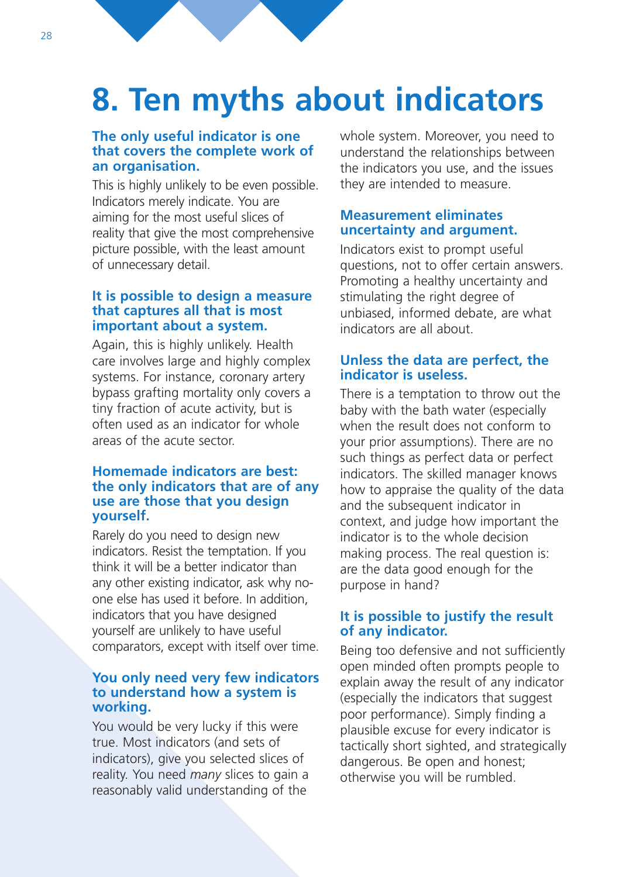# 8. Ten myths about indicators

### The only useful indicator is one that covers the complete work of an organisation.

This is highly unlikely to be even possible. Indicators merely indicate. You are aiming for the most useful slices of reality that give the most comprehensive picture possible, with the least amount of unnecessary detail.

### It is possible to design a measure that captures all that is most important about a system.

Again, this is highly unlikely. Health care involves large and highly complex systems. For instance, coronary artery bypass grafting mortality only covers a tiny fraction of acute activity, but is often used as an indicator for whole areas of the acute sector.

### Homemade indicators are best: the only indicators that are of any use are those that you design yourself.

Rarely do you need to design new indicators. Resist the temptation. If you think it will be a better indicator than any other existing indicator, ask why no-one else has used it before. In addition, indicators that you have designed yourself are unlikely to have useful comparators, except with itself over time.

### You only need very few indicators to understand how a system is working.

You would be very lucky if this were true. Most indicators (and sets of indicators), give you selected slices of reality. You need *many* slices to gain a reasonably valid understanding of the whole system. Moreover, you need to understand the relationships between the indicators you use, and the issues they are intended to measure.

### Measurement eliminates uncertainty and argument.

Indicators exist to prompt useful questions, not to offer certain answers. Promoting a healthy uncertainty and stimulating the right degree of unbiased, informed debate, are what indicators are all about.

### Unless the data are perfect, the indicator is useless.

There is a temptation to throw out the baby with the bath water (especially when the result does not conform to your prior assumptions). There are no such things as perfect data or perfect indicators. The skilled manager knows how to appraise the quality of the data and the subsequent indicator in context, and judge how important the indicator is to the whole decision making process. The real question is: are the data good enough for the purpose in hand?

### It is possible to justify the result of any indicator.

Being too defensive and not sufficiently open minded often prompts people to explain away the result of any indicator (especially the indicators that suggest poor performance). Simply finding a plausible excuse for every indicator is tactically short sighted, and strategically dangerous. Be open and honest; otherwise you will be rumbled.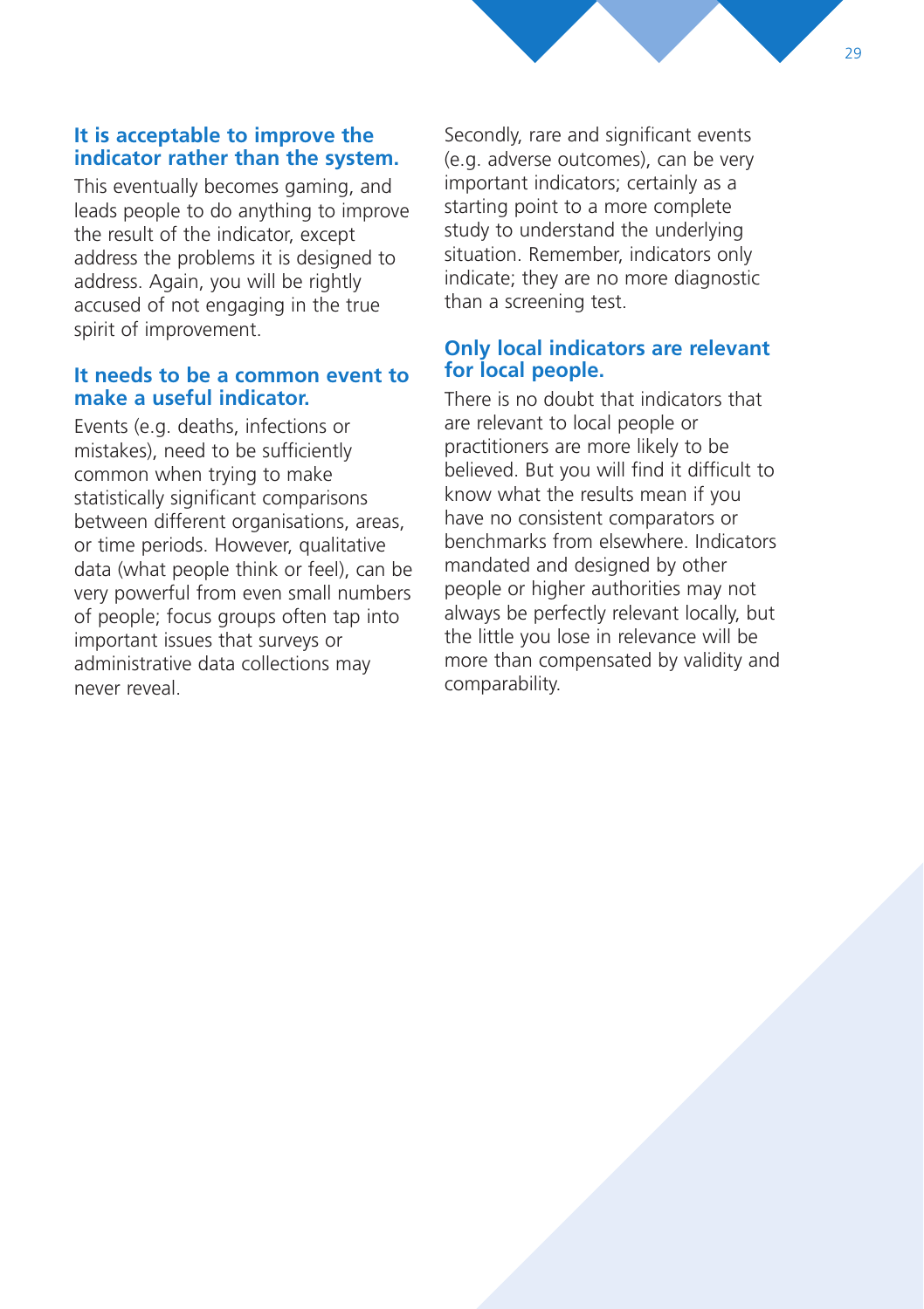### It is acceptable to improve the indicator rather than the system.

This eventually becomes gaming, and leads people to do anything to improve the result of the indicator, except address the problems it is designed to address. Again, you will be rightly accused of not engaging in the true spirit of improvement.

### It needs to be a common event to make a useful indicator.

Events (e.g. deaths, infections or mistakes), need to be sufficiently common when trying to make statistically significant comparisons between different organisations, areas, or time periods. However, qualitative data (what people think or feel), can be very powerful from even small numbers of people; focus groups often tap into important issues that surveys or administrative data collections may never reveal.

Secondly, rare and significant events (e.g. adverse outcomes), can be very important indicators; certainly as a starting point to a more complete study to understand the underlying situation. Remember, indicators only indicate; they are no more diagnostic than a screening test.

### Only local indicators are relevant for local people.

There is no doubt that indicators that are relevant to local people or practitioners are more likely to be believed. But you will find it difficult to know what the results mean if you have no consistent comparators or benchmarks from elsewhere. Indicators mandated and designed by other people or higher authorities may not always be perfectly relevant locally, but the little you lose in relevance will be more than compensated by validity and comparability.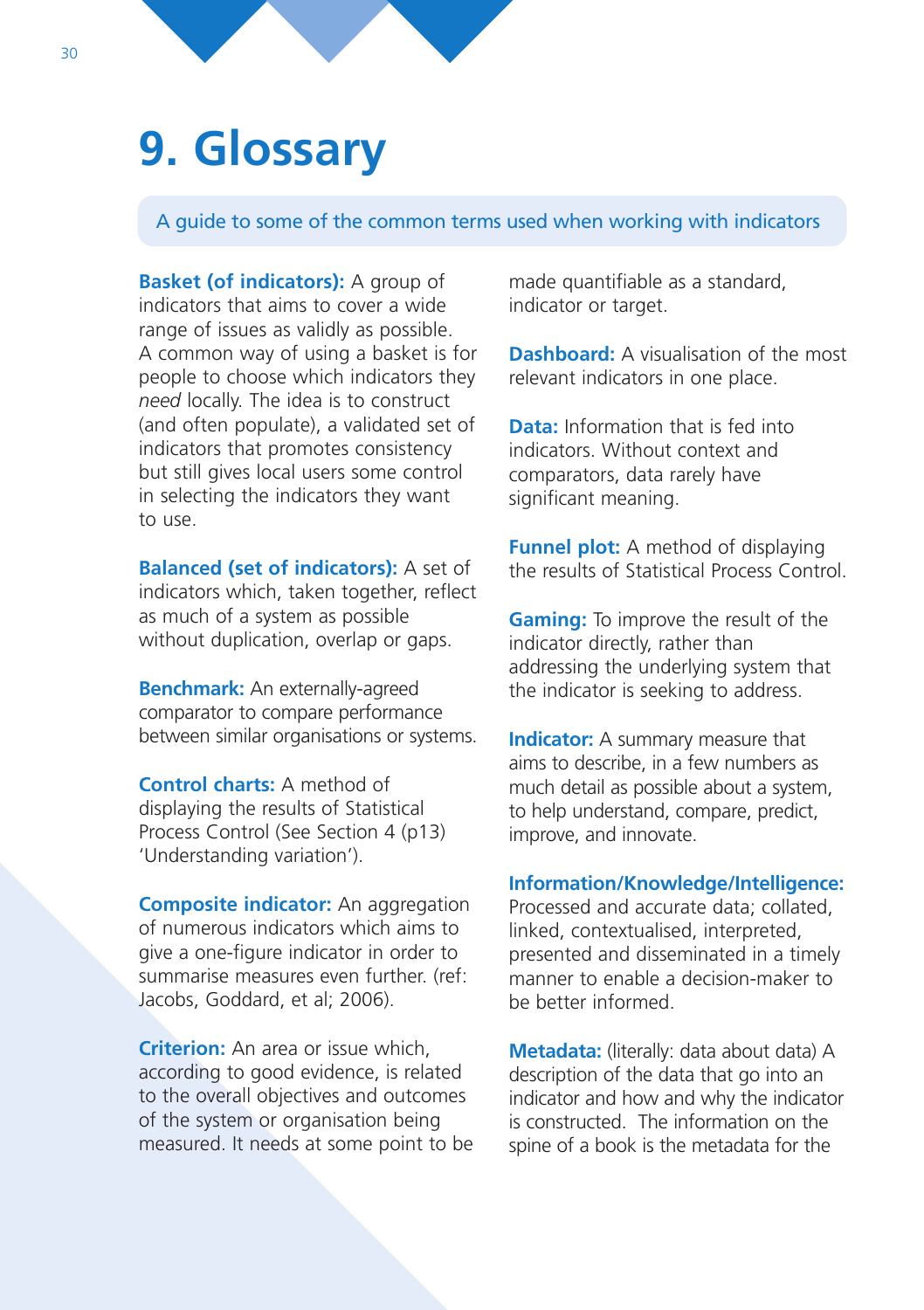# 9. Glossary

A guide to some of the common terms used when working with indicators

**Basket (of indicators):** A group of indicators that aims to cover a wide range of issues as validly as possible. A common way of using a basket is for people to choose which indicators they *need* locally. The idea is to construct (and often populate), a validated set of indicators that promotes consistency but still gives local users some control in selecting the indicators they want to use.

**Balanced (set of indicators):** A set of indicators which, taken together, reflect as much of a system as possible without duplication, overlap or gaps.

**Benchmark:** An externally-agreed comparator to compare performance between similar organisations or systems.

**Control charts:** A method of displaying the results of Statistical Process Control (See Section 4 (p13) 'Understanding variation').

**Composite indicator:** An aggregation of numerous indicators which aims to give a one-figure indicator in order to summarise measures even further. (ref: Jacobs, Goddard, et al; 2006).

**Criterion:** An area or issue which, according to good evidence, is related to the overall objectives and outcomes of the system or organisation being measured. It needs at some point to be made quantifiable as a standard, indicator or target.

**Dashboard:** A visualisation of the most relevant indicators in one place.

**Data:** Information that is fed into indicators. Without context and comparators, data rarely have significant meaning.

**Funnel plot:** A method of displaying the results of Statistical Process Control.

**Gaming:** To improve the result of the indicator directly, rather than addressing the underlying system that the indicator is seeking to address.

**Indicator:** A summary measure that aims to describe, in a few numbers as much detail as possible about a system, to help understand, compare, predict, improve, and innovate.

**Information/Knowledge/Intelligence:** Processed and accurate data; collated, linked, contextualised, interpreted, presented and disseminated in a timely manner to enable a decision-maker to be better informed.

**Metadata:** (literally: data about data) A description of the data that go into an indicator and how and why the indicator is constructed. The information on the spine of a book is the metadata for the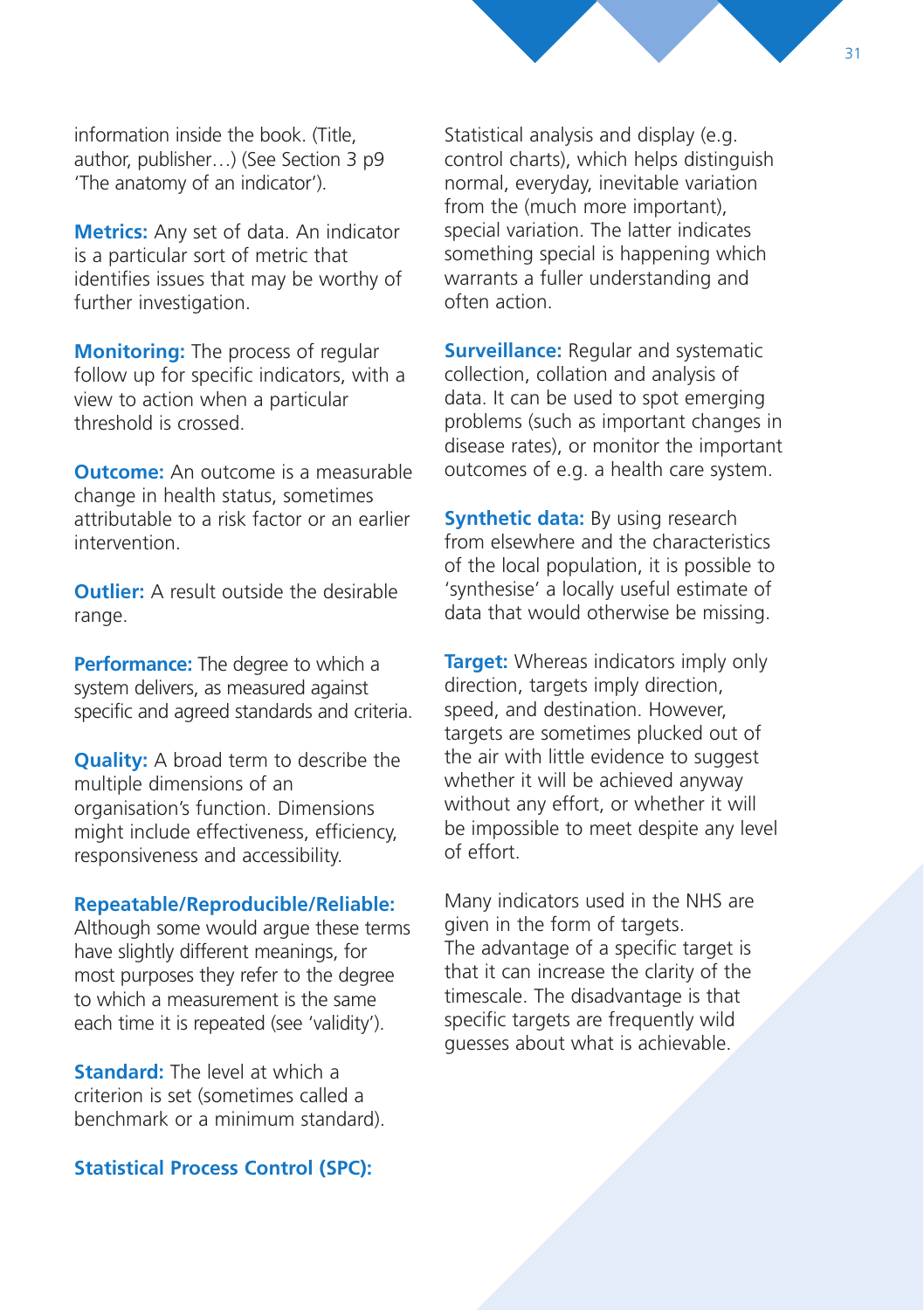information inside the book. (Title, author, publisher…) (See Section 3 p9 'The anatomy of an indicator').

**Metrics:** Any set of data. An indicator is a particular sort of metric that identifies issues that may be worthy of further investigation.

**Monitoring:** The process of regular follow up for specific indicators, with a view to action when a particular threshold is crossed.

**Outcome:** An outcome is a measurable change in health status, sometimes attributable to a risk factor or an earlier intervention.

**Outlier:** A result outside the desirable range.

**Performance:** The degree to which a system delivers, as measured against specific and agreed standards and criteria.

**Quality:** A broad term to describe the multiple dimensions of an organisation's function. Dimensions might include effectiveness, efficiency, responsiveness and accessibility.

**Repeatable/Reproducible/Reliable:** Although some would argue these terms have slightly different meanings, for most purposes they refer to the degree to which a measurement is the same each time it is repeated (see 'validity').

**Standard:** The level at which a criterion is set (sometimes called a benchmark or a minimum standard).

**Statistical Process Control (SPC):** Statistical analysis and display (e.g. control charts), which helps distinguish normal, everyday, inevitable variation from the (much more important), special variation. The latter indicates something special is happening which warrants a fuller understanding and often action.

**Surveillance:** Regular and systematic collection, collation and analysis of data. It can be used to spot emerging problems (such as important changes in disease rates), or monitor the important outcomes of e.g. a health care system.

**Synthetic data:** By using research from elsewhere and the characteristics of the local population, it is possible to 'synthesise' a locally useful estimate of data that would otherwise be missing.

**Target:** Whereas indicators imply only direction, targets imply direction, speed, and destination. However, targets are sometimes plucked out of the air with little evidence to suggest whether it will be achieved anyway without any effort, or whether it will be impossible to meet despite any level of effort.

Many indicators used in the NHS are given in the form of targets. The advantage of a specific target is that it can increase the clarity of the timescale. The disadvantage is that specific targets are frequently wild guesses about what is achievable.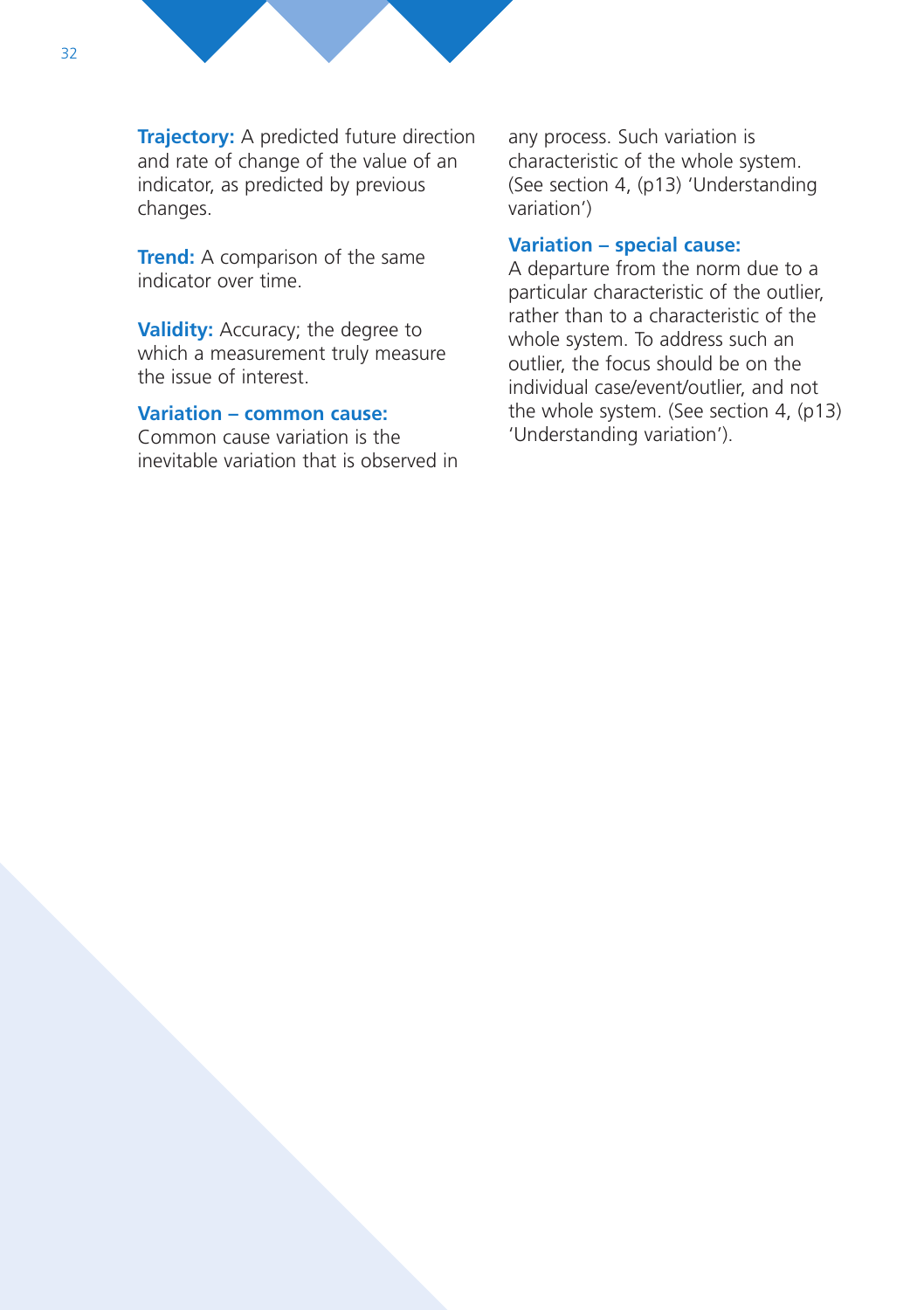**Trajectory:** A predicted future direction and rate of change of the value of an indicator, as predicted by previous changes.

**Trend:** A comparison of the same indicator over time.

**Validity:** Accuracy; the degree to which a measurement truly measure the issue of interest.

**Variation – common cause:**
Common cause variation is the inevitable variation that is observed in any process. Such variation is characteristic of the whole system. (See section 4, (p13) 'Understanding variation')

**Variation – special cause:**
A departure from the norm due to a particular characteristic of the outlier, rather than to a characteristic of the whole system. To address such an outlier, the focus should be on the individual case/event/outlier, and not the whole system. (See section 4, (p13) 'Understanding variation').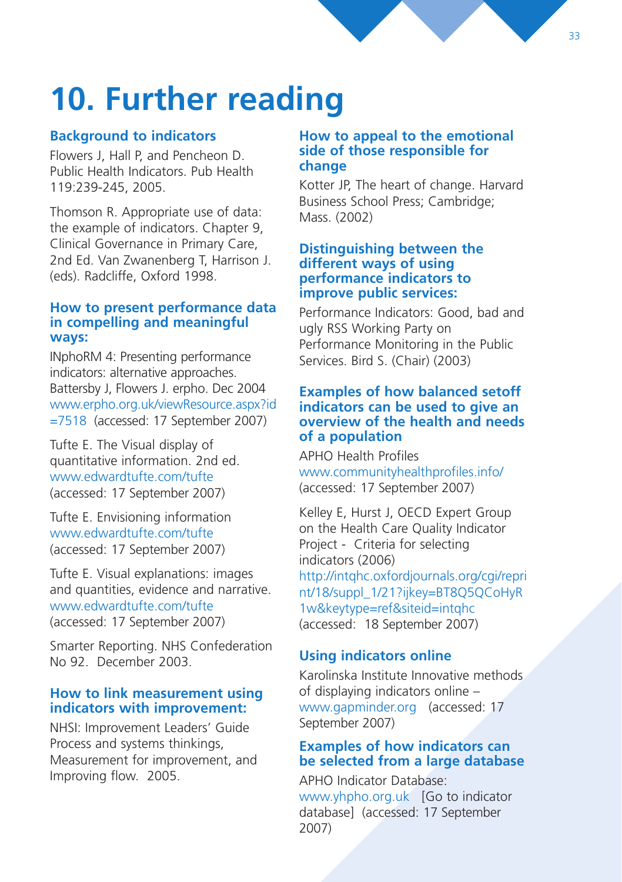# 10. Further reading

### Background to indicators

Flowers J, Hall P, and Pencheon D. Public Health Indicators. Pub Health 119:239-245, 2005.

Thomson R. Appropriate use of data: the example of indicators. Chapter 9, Clinical Governance in Primary Care, 2nd Ed. Van Zwanenberg T, Harrison J. (eds). Radcliffe, Oxford 1998.

### How to present performance data in compelling and meaningful ways:

INphoRM 4: Presenting performance indicators: alternative approaches. Battersby J, Flowers J. erpho. Dec 2004 www.erpho.org.uk/viewResource.aspx?id=7518 (accessed: 17 September 2007)

Tufte E. The Visual display of quantitative information. 2nd ed. www.edwardtufte.com/tufte (accessed: 17 September 2007)

Tufte E. Envisioning information www.edwardtufte.com/tufte (accessed: 17 September 2007)

Tufte E. Visual explanations: images and quantities, evidence and narrative. www.edwardtufte.com/tufte (accessed: 17 September 2007)

Smarter Reporting. NHS Confederation No 92. December 2003.

### How to link measurement using indicators with improvement:

NHSI: Improvement Leaders' Guide Process and systems thinkings, Measurement for improvement, and Improving flow. 2005.

### How to appeal to the emotional side of those responsible for change

Kotter JP, The heart of change. Harvard Business School Press; Cambridge; Mass. (2002)

### Distinguishing between the different ways of using performance indicators to improve public services:

Performance Indicators: Good, bad and ugly RSS Working Party on Performance Monitoring in the Public Services. Bird S. (Chair) (2003)

### Examples of how balanced setoff indicators can be used to give an overview of the health and needs of a population

APHO Health Profiles www.communityhealthprofiles.info/ (accessed: 17 September 2007)

Kelley E, Hurst J, OECD Expert Group on the Health Care Quality Indicator Project - Criteria for selecting indicators (2006) http://intqhc.oxfordjournals.org/cgi/reprint/18/suppl_1/21?ijkey=BT8Q5QCoHyR1w&keytype=ref&siteid=intqhc (accessed: 18 September 2007)

### Using indicators online

Karolinska Institute Innovative methods of displaying indicators online – www.gapminder.org (accessed: 17 September 2007)

### Examples of how indicators can be selected from a large database

APHO Indicator Database: www.yhpho.org.uk [Go to indicator database] (accessed: 17 September 2007)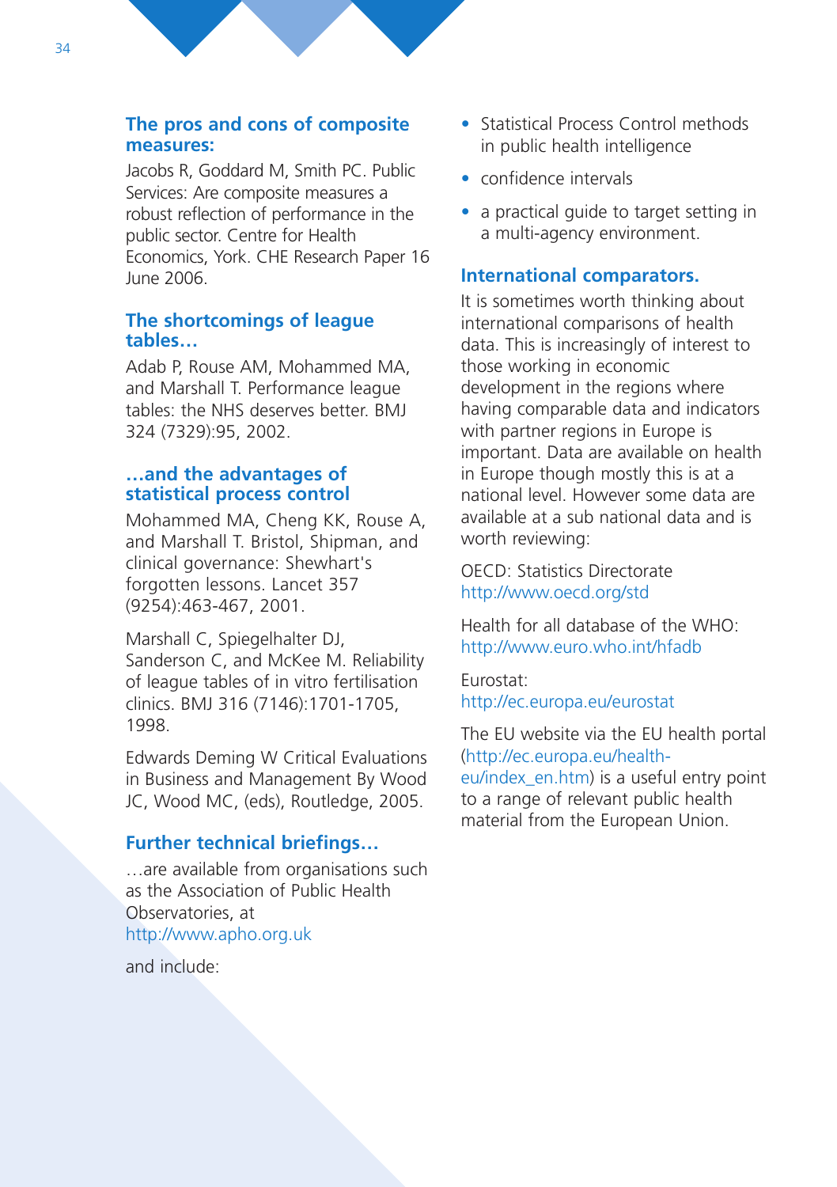### The pros and cons of composite measures:

Jacobs R, Goddard M, Smith PC. Public Services: Are composite measures a robust reflection of performance in the public sector. Centre for Health Economics, York. CHE Research Paper 16 June 2006.

### The shortcomings of league tables…

Adab P, Rouse AM, Mohammed MA, and Marshall T. Performance league tables: the NHS deserves better. BMJ 324 (7329):95, 2002.

### …and the advantages of statistical process control

Mohammed MA, Cheng KK, Rouse A, and Marshall T. Bristol, Shipman, and clinical governance: Shewhart's forgotten lessons. Lancet 357 (9254):463-467, 2001.

Marshall C, Spiegelhalter DJ, Sanderson C, and McKee M. Reliability of league tables of in vitro fertilisation clinics. BMJ 316 (7146):1701-1705, 1998.

Edwards Deming W Critical Evaluations in Business and Management By Wood JC, Wood MC, (eds), Routledge, 2005.

### Further technical briefings…

…are available from organisations such as the Association of Public Health Observatories, at http://www.apho.org.uk

and include:

- Statistical Process Control methods in public health intelligence
- confidence intervals
- a practical guide to target setting in a multi-agency environment.

### International comparators.

It is sometimes worth thinking about international comparisons of health data. This is increasingly of interest to those working in economic development in the regions where having comparable data and indicators with partner regions in Europe is important. Data are available on health in Europe though mostly this is at a national level. However some data are available at a sub national data and is worth reviewing:

OECD: Statistics Directorate
http://www.oecd.org/std

Health for all database of the WHO:
http://www.euro.who.int/hfadb

Eurostat:
http://ec.europa.eu/eurostat

The EU website via the EU health portal (http://ec.europa.eu/health-eu/index_en.htm) is a useful entry point to a range of relevant public health material from the European Union.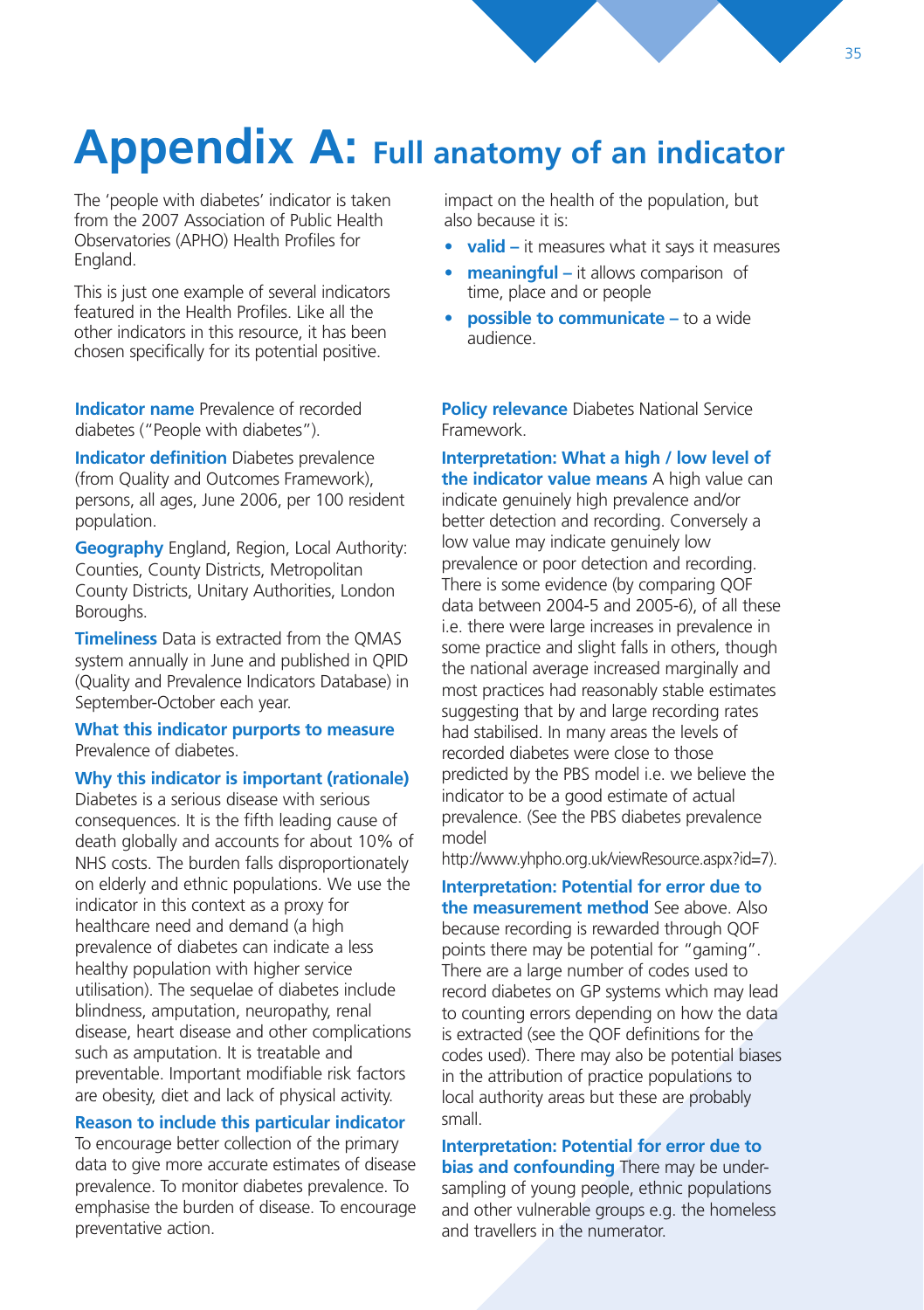# Appendix A: Full anatomy of an indicator

The 'people with diabetes' indicator is taken from the 2007 Association of Public Health Observatories (APHO) Health Profiles for England.

This is just one example of several indicators featured in the Health Profiles. Like all the other indicators in this resource, it has been chosen specifically for its potential positive impact on the health of the population, but also because it is:

- **valid –** it measures what it says it measures
- **meaningful –** it allows comparison of time, place and or people
- **possible to communicate –** to a wide audience.

**Indicator name** Prevalence of recorded diabetes ("People with diabetes").

**Indicator definition** Diabetes prevalence (from Quality and Outcomes Framework), persons, all ages, June 2006, per 100 resident population.

**Geography** England, Region, Local Authority: Counties, County Districts, Metropolitan County Districts, Unitary Authorities, London Boroughs.

**Timeliness** Data is extracted from the QMAS system annually in June and published in QPID (Quality and Prevalence Indicators Database) in September-October each year.

**What this indicator purports to measure** Prevalence of diabetes.

**Why this indicator is important (rationale)** Diabetes is a serious disease with serious consequences. It is the fifth leading cause of death globally and accounts for about 10% of NHS costs. The burden falls disproportionately on elderly and ethnic populations. We use the indicator in this context as a proxy for healthcare need and demand (a high prevalence of diabetes can indicate a less healthy population with higher service utilisation). The sequelae of diabetes include blindness, amputation, neuropathy, renal disease, heart disease and other complications such as amputation. It is treatable and preventable. Important modifiable risk factors are obesity, diet and lack of physical activity.

**Reason to include this particular indicator** To encourage better collection of the primary data to give more accurate estimates of disease prevalence. To monitor diabetes prevalence. To emphasise the burden of disease. To encourage preventative action.

**Policy relevance** Diabetes National Service Framework.

**Interpretation: What a high / low level of the indicator value means** A high value can indicate genuinely high prevalence and/or better detection and recording. Conversely a low value may indicate genuinely low prevalence or poor detection and recording. There is some evidence (by comparing QOF data between 2004-5 and 2005-6), of all these i.e. there were large increases in prevalence in some practice and slight falls in others, though the national average increased marginally and most practices had reasonably stable estimates suggesting that by and large recording rates had stabilised. In many areas the levels of recorded diabetes were close to those predicted by the PBS model i.e. we believe the indicator to be a good estimate of actual prevalence. (See the PBS diabetes prevalence model http://www.yhpho.org.uk/viewResource.aspx?id=7).

**Interpretation: Potential for error due to the measurement method** See above. Also because recording is rewarded through QOF points there may be potential for "gaming". There are a large number of codes used to record diabetes on GP systems which may lead to counting errors depending on how the data is extracted (see the QOF definitions for the codes used). There may also be potential biases in the attribution of practice populations to local authority areas but these are probably small.

**Interpretation: Potential for error due to bias and confounding** There may be under-sampling of young people, ethnic populations and other vulnerable groups e.g. the homeless and travellers in the numerator.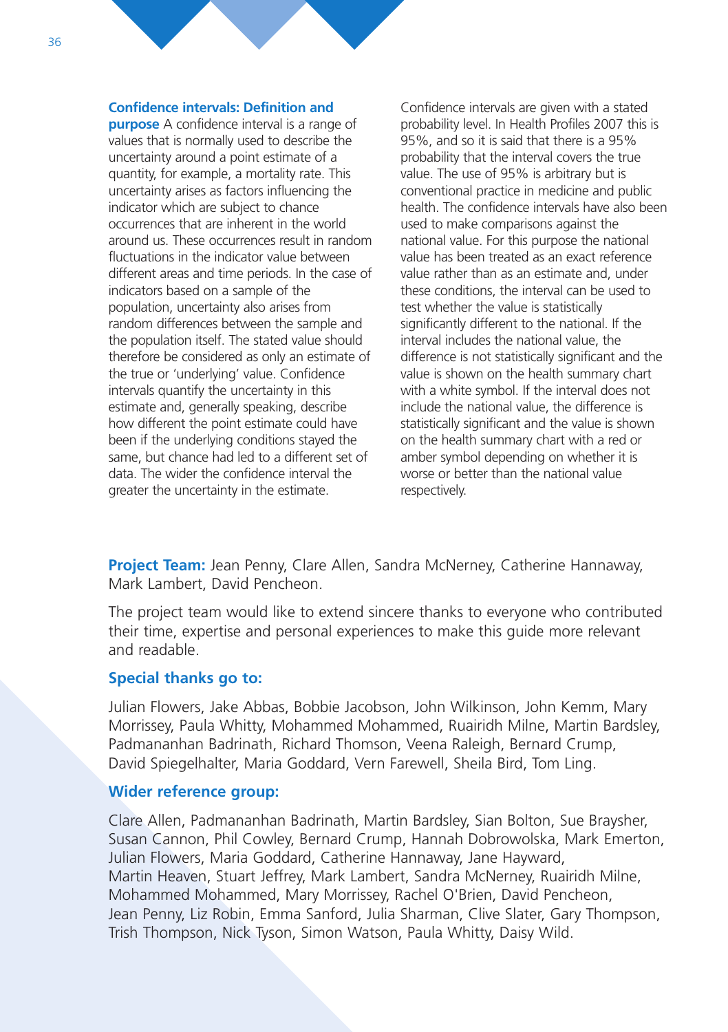**Confidence intervals: Definition and purpose** A confidence interval is a range of values that is normally used to describe the uncertainty around a point estimate of a quantity, for example, a mortality rate. This uncertainty arises as factors influencing the indicator which are subject to chance occurrences that are inherent in the world around us. These occurrences result in random fluctuations in the indicator value between different areas and time periods. In the case of indicators based on a sample of the population, uncertainty also arises from random differences between the sample and the population itself. The stated value should therefore be considered as only an estimate of the true or 'underlying' value. Confidence intervals quantify the uncertainty in this estimate and, generally speaking, describe how different the point estimate could have been if the underlying conditions stayed the same, but chance had led to a different set of data. The wider the confidence interval the greater the uncertainty in the estimate.

Confidence intervals are given with a stated probability level. In Health Profiles 2007 this is 95%, and so it is said that there is a 95% probability that the interval covers the true value. The use of 95% is arbitrary but is conventional practice in medicine and public health. The confidence intervals have also been used to make comparisons against the national value. For this purpose the national value has been treated as an exact reference value rather than as an estimate and, under these conditions, the interval can be used to test whether the value is statistically significantly different to the national. If the interval includes the national value, the difference is not statistically significant and the value is shown on the health summary chart with a white symbol. If the interval does not include the national value, the difference is statistically significant and the value is shown on the health summary chart with a red or amber symbol depending on whether it is worse or better than the national value respectively.

**Project Team:** Jean Penny, Clare Allen, Sandra McNerney, Catherine Hannaway, Mark Lambert, David Pencheon.

The project team would like to extend sincere thanks to everyone who contributed their time, expertise and personal experiences to make this guide more relevant and readable.

**Special thanks go to:**

Julian Flowers, Jake Abbas, Bobbie Jacobson, John Wilkinson, John Kemm, Mary Morrissey, Paula Whitty, Mohammed Mohammed, Ruairidh Milne, Martin Bardsley, Padmananhan Badrinath, Richard Thomson, Veena Raleigh, Bernard Crump, David Spiegelhalter, Maria Goddard, Vern Farewell, Sheila Bird, Tom Ling.

**Wider reference group:**

Clare Allen, Padmananhan Badrinath, Martin Bardsley, Sian Bolton, Sue Braysher, Susan Cannon, Phil Cowley, Bernard Crump, Hannah Dobrowolska, Mark Emerton, Julian Flowers, Maria Goddard, Catherine Hannaway, Jane Hayward, Martin Heaven, Stuart Jeffrey, Mark Lambert, Sandra McNerney, Ruairidh Milne, Mohammed Mohammed, Mary Morrissey, Rachel O'Brien, David Pencheon, Jean Penny, Liz Robin, Emma Sanford, Julia Sharman, Clive Slater, Gary Thompson, Trish Thompson, Nick Tyson, Simon Watson, Paula Whitty, Daisy Wild.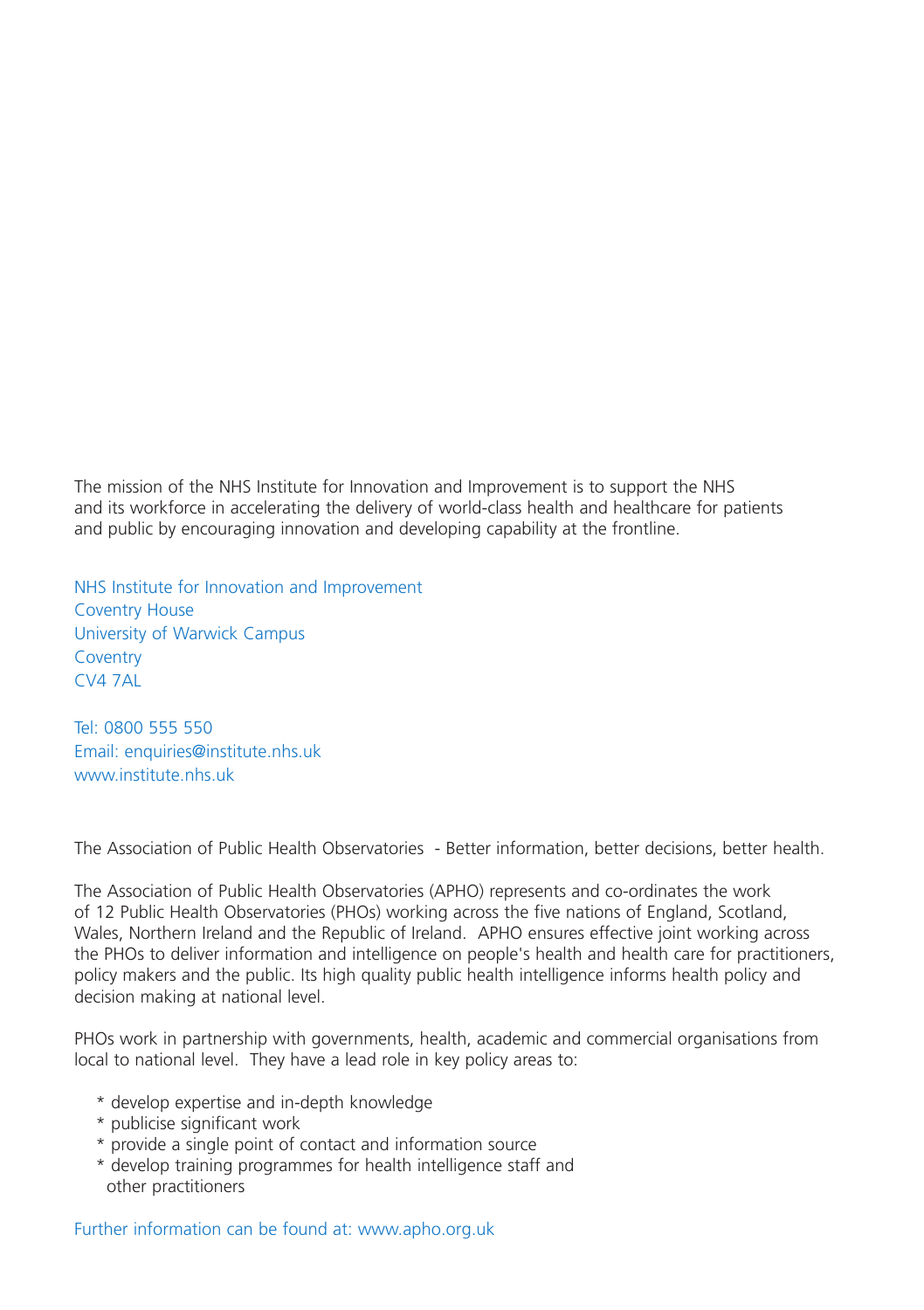The mission of the NHS Institute for Innovation and Improvement is to support the NHS and its workforce in accelerating the delivery of world-class health and healthcare for patients and public by encouraging innovation and developing capability at the frontline.

NHS Institute for Innovation and Improvement
Coventry House
University of Warwick Campus
Coventry
CV4 7AL

Tel: 0800 555 550
Email: enquiries@institute.nhs.uk
www.institute.nhs.uk

The Association of Public Health Observatories - Better information, better decisions, better health.

The Association of Public Health Observatories (APHO) represents and co-ordinates the work of 12 Public Health Observatories (PHOs) working across the five nations of England, Scotland, Wales, Northern Ireland and the Republic of Ireland. APHO ensures effective joint working across the PHOs to deliver information and intelligence on people's health and health care for practitioners, policy makers and the public. Its high quality public health intelligence informs health policy and decision making at national level.

PHOs work in partnership with governments, health, academic and commercial organisations from local to national level. They have a lead role in key policy areas to:

* develop expertise and in-depth knowledge
* publicise significant work
* provide a single point of contact and information source
* develop training programmes for health intelligence staff and other practitioners

Further information can be found at: www.apho.org.uk